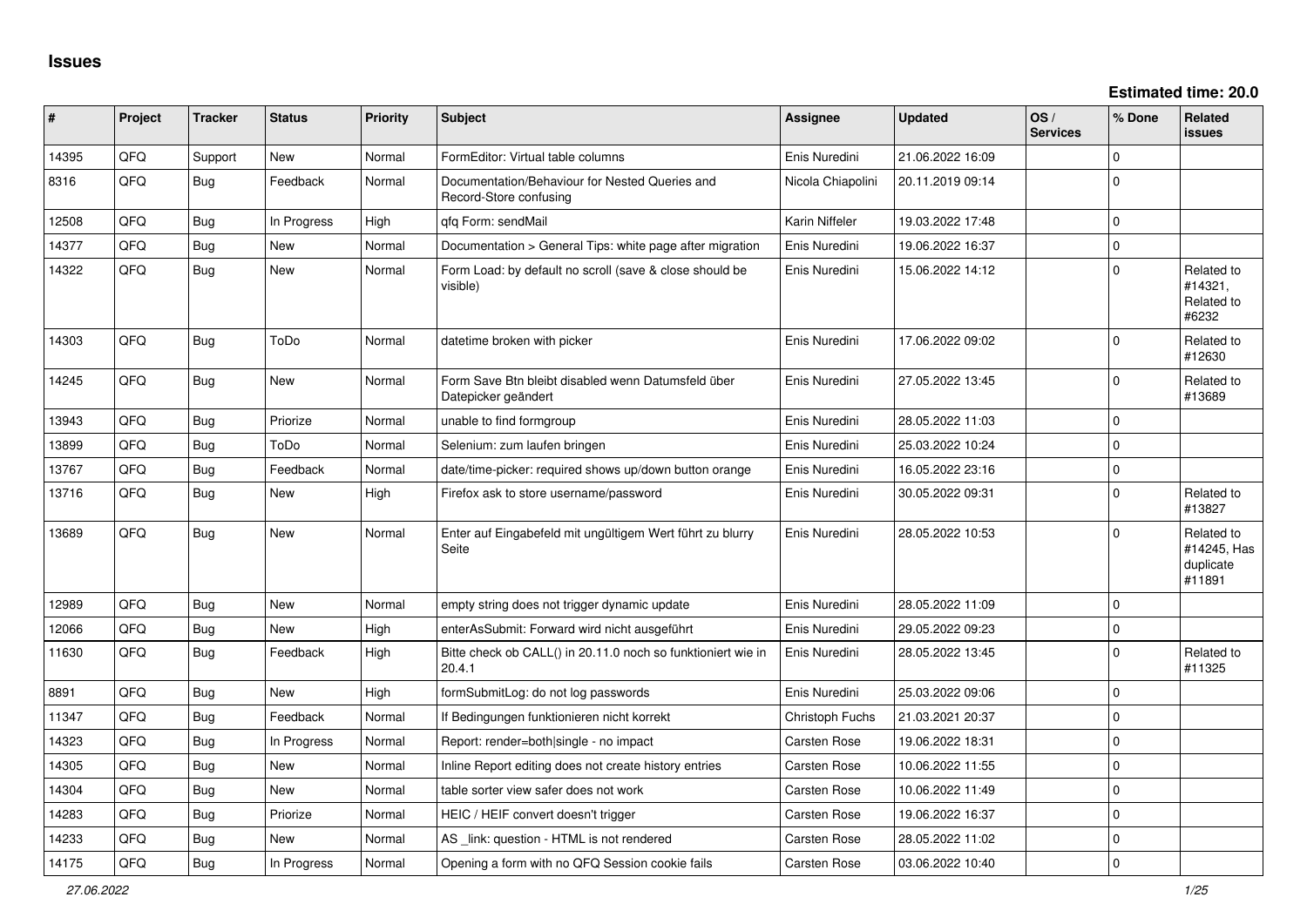# Issues

**Estimated time: 20.0**

| # | Project | Tracker | Status | Priority | Subject | Assignee | Updated | OS / Services | % Done | Related issues |
|---|---|---|---|---|---|---|---|---|---|---|
| 14395 | QFQ | Support | New | Normal | FormEditor: Virtual table columns | Enis Nuredini | 21.06.2022 16:09 | | 0 | |
| 8316 | QFQ | Bug | Feedback | Normal | Documentation/Behaviour for Nested Queries and Record-Store confusing | Nicola Chiapolini | 20.11.2019 09:14 | | 0 | |
| 12508 | QFQ | Bug | In Progress | High | qfq Form: sendMail | Karin Niffeler | 19.03.2022 17:48 | | 0 | |
| 14377 | QFQ | Bug | New | Normal | Documentation > General Tips: white page after migration | Enis Nuredini | 19.06.2022 16:37 | | 0 | |
| 14322 | QFQ | Bug | New | Normal | Form Load: by default no scroll (save & close should be visible) | Enis Nuredini | 15.06.2022 14:12 | | 0 | Related to #14321, Related to #6232 |
| 14303 | QFQ | Bug | ToDo | Normal | datetime broken with picker | Enis Nuredini | 17.06.2022 09:02 | | 0 | Related to #12630 |
| 14245 | QFQ | Bug | New | Normal | Form Save Btn bleibt disabled wenn Datumsfeld über Datepicker geändert | Enis Nuredini | 27.05.2022 13:45 | | 0 | Related to #13689 |
| 13943 | QFQ | Bug | Priorize | Normal | unable to find formgroup | Enis Nuredini | 28.05.2022 11:03 | | 0 | |
| 13899 | QFQ | Bug | ToDo | Normal | Selenium: zum laufen bringen | Enis Nuredini | 25.03.2022 10:24 | | 0 | |
| 13767 | QFQ | Bug | Feedback | Normal | date/time-picker: required shows up/down button orange | Enis Nuredini | 16.05.2022 23:16 | | 0 | |
| 13716 | QFQ | Bug | New | High | Firefox ask to store username/password | Enis Nuredini | 30.05.2022 09:31 | | 0 | Related to #13827 |
| 13689 | QFQ | Bug | New | Normal | Enter auf Eingabefeld mit ungültigem Wert führt zu blurry Seite | Enis Nuredini | 28.05.2022 10:53 | | 0 | Related to #14245, Has duplicate #11891 |
| 12989 | QFQ | Bug | New | Normal | empty string does not trigger dynamic update | Enis Nuredini | 28.05.2022 11:09 | | 0 | |
| 12066 | QFQ | Bug | New | High | enterAsSubmit: Forward wird nicht ausgeführt | Enis Nuredini | 29.05.2022 09:23 | | 0 | |
| 11630 | QFQ | Bug | Feedback | High | Bitte check ob CALL() in 20.11.0 noch so funktioniert wie in 20.4.1 | Enis Nuredini | 28.05.2022 13:45 | | 0 | Related to #11325 |
| 8891 | QFQ | Bug | New | High | formSubmitLog: do not log passwords | Enis Nuredini | 25.03.2022 09:06 | | 0 | |
| 11347 | QFQ | Bug | Feedback | Normal | If Bedingungen funktionieren nicht korrekt | Christoph Fuchs | 21.03.2021 20:37 | | 0 | |
| 14323 | QFQ | Bug | In Progress | Normal | Report: render=both\|single - no impact | Carsten Rose | 19.06.2022 18:31 | | 0 | |
| 14305 | QFQ | Bug | New | Normal | Inline Report editing does not create history entries | Carsten Rose | 10.06.2022 11:55 | | 0 | |
| 14304 | QFQ | Bug | New | Normal | table sorter view safer does not work | Carsten Rose | 10.06.2022 11:49 | | 0 | |
| 14283 | QFQ | Bug | Priorize | Normal | HEIC / HEIF convert doesn't trigger | Carsten Rose | 19.06.2022 16:37 | | 0 | |
| 14233 | QFQ | Bug | New | Normal | AS _link: question - HTML is not rendered | Carsten Rose | 28.05.2022 11:02 | | 0 | |
| 14175 | QFQ | Bug | In Progress | Normal | Opening a form with no QFQ Session cookie fails | Carsten Rose | 03.06.2022 10:40 | | 0 | |

*27.06.2022*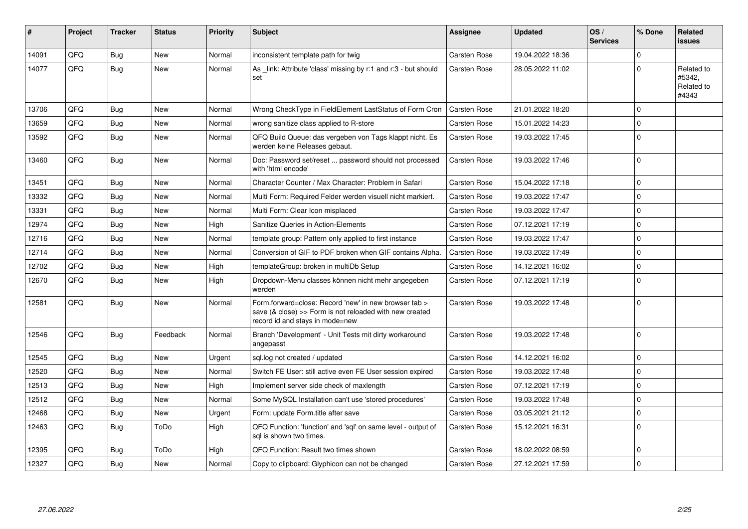| # | Project | Tracker | Status | Priority | Subject | Assignee | Updated | OS / Services | % Done | Related issues |
|---|---|---|---|---|---|---|---|---|---|---|
| 14091 | QFQ | Bug | New | Normal | inconsistent template path for twig | Carsten Rose | 19.04.2022 18:36 | | 0 | |
| 14077 | QFQ | Bug | New | Normal | As _link: Attribute 'class' missing by r:1 and r:3 - but should set | Carsten Rose | 28.05.2022 11:02 | | 0 | Related to #5342, Related to #4343 |
| 13706 | QFQ | Bug | New | Normal | Wrong CheckType in FieldElement LastStatus of Form Cron | Carsten Rose | 21.01.2022 18:20 | | 0 | |
| 13659 | QFQ | Bug | New | Normal | wrong sanitize class applied to R-store | Carsten Rose | 15.01.2022 14:23 | | 0 | |
| 13592 | QFQ | Bug | New | Normal | QFQ Build Queue: das vergeben von Tags klappt nicht. Es werden keine Releases gebaut. | Carsten Rose | 19.03.2022 17:45 | | 0 | |
| 13460 | QFQ | Bug | New | Normal | Doc: Password set/reset ... password should not processed with 'html encode' | Carsten Rose | 19.03.2022 17:46 | | 0 | |
| 13451 | QFQ | Bug | New | Normal | Character Counter / Max Character: Problem in Safari | Carsten Rose | 15.04.2022 17:18 | | 0 | |
| 13332 | QFQ | Bug | New | Normal | Multi Form: Required Felder werden visuell nicht markiert. | Carsten Rose | 19.03.2022 17:47 | | 0 | |
| 13331 | QFQ | Bug | New | Normal | Multi Form: Clear Icon misplaced | Carsten Rose | 19.03.2022 17:47 | | 0 | |
| 12974 | QFQ | Bug | New | High | Sanitize Queries in Action-Elements | Carsten Rose | 07.12.2021 17:19 | | 0 | |
| 12716 | QFQ | Bug | New | Normal | template group: Pattern only applied to first instance | Carsten Rose | 19.03.2022 17:47 | | 0 | |
| 12714 | QFQ | Bug | New | Normal | Conversion of GIF to PDF broken when GIF contains Alpha. | Carsten Rose | 19.03.2022 17:49 | | 0 | |
| 12702 | QFQ | Bug | New | High | templateGroup: broken in multiDb Setup | Carsten Rose | 14.12.2021 16:02 | | 0 | |
| 12670 | QFQ | Bug | New | High | Dropdown-Menu classes können nicht mehr angegeben werden | Carsten Rose | 07.12.2021 17:19 | | 0 | |
| 12581 | QFQ | Bug | New | Normal | Form.forward=close: Record 'new' in new browser tab > save (& close) >> Form is not reloaded with new created record id and stays in mode=new | Carsten Rose | 19.03.2022 17:48 | | 0 | |
| 12546 | QFQ | Bug | Feedback | Normal | Branch 'Development' - Unit Tests mit dirty workaround angepasst | Carsten Rose | 19.03.2022 17:48 | | 0 | |
| 12545 | QFQ | Bug | New | Urgent | sql.log not created / updated | Carsten Rose | 14.12.2021 16:02 | | 0 | |
| 12520 | QFQ | Bug | New | Normal | Switch FE User: still active even FE User session expired | Carsten Rose | 19.03.2022 17:48 | | 0 | |
| 12513 | QFQ | Bug | New | High | Implement server side check of maxlength | Carsten Rose | 07.12.2021 17:19 | | 0 | |
| 12512 | QFQ | Bug | New | Normal | Some MySQL Installation can't use 'stored procedures' | Carsten Rose | 19.03.2022 17:48 | | 0 | |
| 12468 | QFQ | Bug | New | Urgent | Form: update Form.title after save | Carsten Rose | 03.05.2021 21:12 | | 0 | |
| 12463 | QFQ | Bug | ToDo | High | QFQ Function: 'function' and 'sql' on same level - output of sql is shown two times. | Carsten Rose | 15.12.2021 16:31 | | 0 | |
| 12395 | QFQ | Bug | ToDo | High | QFQ Function: Result two times shown | Carsten Rose | 18.02.2022 08:59 | | 0 | |
| 12327 | QFQ | Bug | New | Normal | Copy to clipboard: Glyphicon can not be changed | Carsten Rose | 27.12.2021 17:59 | | 0 | |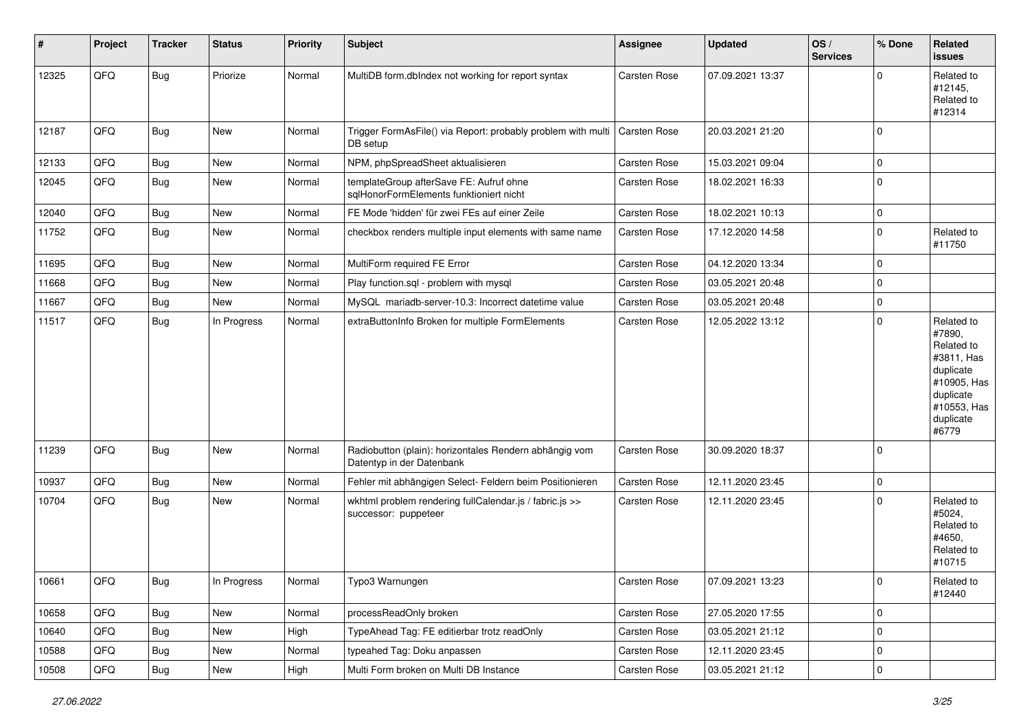| # | Project | Tracker | Status | Priority | Subject | Assignee | Updated | OS / Services | % Done | Related issues |
|---|---|---|---|---|---|---|---|---|---|---|
| 12325 | QFQ | Bug | Priorize | Normal | MultiDB form.dbIndex not working for report syntax | Carsten Rose | 07.09.2021 13:37 | | 0 | Related to #12145, Related to #12314 |
| 12187 | QFQ | Bug | New | Normal | Trigger FormAsFile() via Report: probably problem with multi DB setup | Carsten Rose | 20.03.2021 21:20 | | 0 | |
| 12133 | QFQ | Bug | New | Normal | NPM, phpSpreadSheet aktualisieren | Carsten Rose | 15.03.2021 09:04 | | 0 | |
| 12045 | QFQ | Bug | New | Normal | templateGroup afterSave FE: Aufruf ohne sqlHonorFormElements funktioniert nicht | Carsten Rose | 18.02.2021 16:33 | | 0 | |
| 12040 | QFQ | Bug | New | Normal | FE Mode 'hidden' für zwei FEs auf einer Zeile | Carsten Rose | 18.02.2021 10:13 | | 0 | |
| 11752 | QFQ | Bug | New | Normal | checkbox renders multiple input elements with same name | Carsten Rose | 17.12.2020 14:58 | | 0 | Related to #11750 |
| 11695 | QFQ | Bug | New | Normal | MultiForm required FE Error | Carsten Rose | 04.12.2020 13:34 | | 0 | |
| 11668 | QFQ | Bug | New | Normal | Play function.sql - problem with mysql | Carsten Rose | 03.05.2021 20:48 | | 0 | |
| 11667 | QFQ | Bug | New | Normal | MySQL mariadb-server-10.3: Incorrect datetime value | Carsten Rose | 03.05.2021 20:48 | | 0 | |
| 11517 | QFQ | Bug | In Progress | Normal | extraButtonInfo Broken for multiple FormElements | Carsten Rose | 12.05.2022 13:12 | | 0 | Related to #7890, Related to #3811, Has duplicate #10905, Has duplicate #10553, Has duplicate #6779 |
| 11239 | QFQ | Bug | New | Normal | Radiobutton (plain): horizontales Rendern abhängig vom Datentyp in der Datenbank | Carsten Rose | 30.09.2020 18:37 | | 0 | |
| 10937 | QFQ | Bug | New | Normal | Fehler mit abhängigen Select- Feldern beim Positionieren | Carsten Rose | 12.11.2020 23:45 | | 0 | |
| 10704 | QFQ | Bug | New | Normal | wkhtml problem rendering fullCalendar.js / fabric.js >> successor: puppeteer | Carsten Rose | 12.11.2020 23:45 | | 0 | Related to #5024, Related to #4650, Related to #10715 |
| 10661 | QFQ | Bug | In Progress | Normal | Typo3 Warnungen | Carsten Rose | 07.09.2021 13:23 | | 0 | Related to #12440 |
| 10658 | QFQ | Bug | New | Normal | processReadOnly broken | Carsten Rose | 27.05.2020 17:55 | | 0 | |
| 10640 | QFQ | Bug | New | High | TypeAhead Tag: FE editierbar trotz readOnly | Carsten Rose | 03.05.2021 21:12 | | 0 | |
| 10588 | QFQ | Bug | New | Normal | typeahed Tag: Doku anpassen | Carsten Rose | 12.11.2020 23:45 | | 0 | |
| 10508 | QFQ | Bug | New | High | Multi Form broken on Multi DB Instance | Carsten Rose | 03.05.2021 21:12 | | 0 | |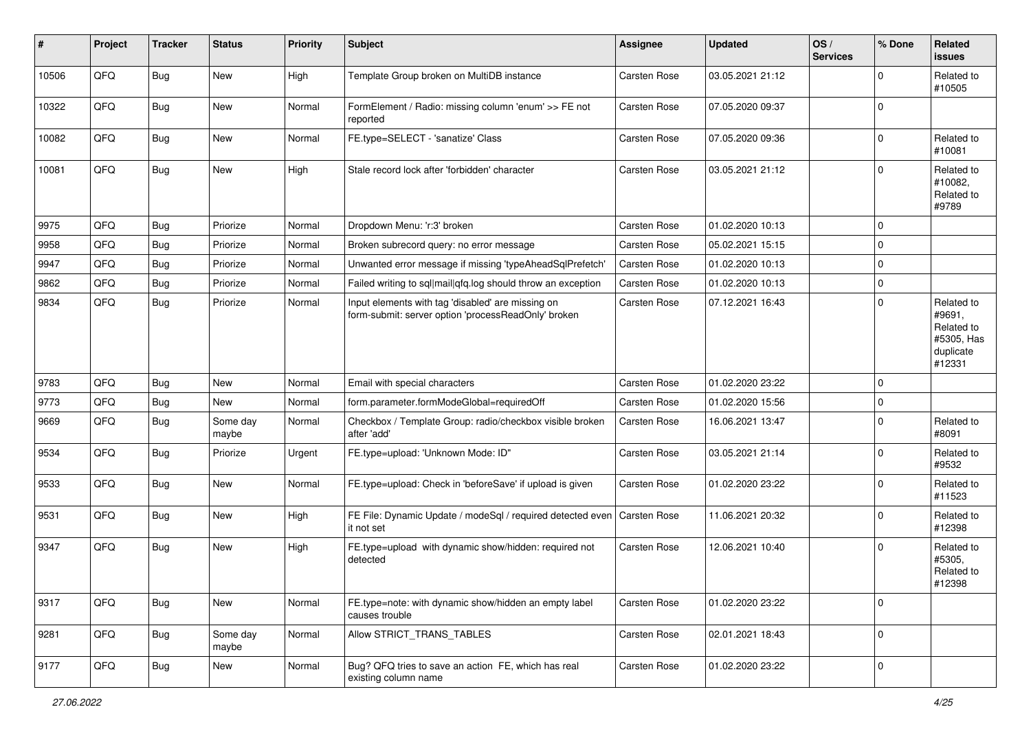| # | Project | Tracker | Status | Priority | Subject | Assignee | Updated | OS / Services | % Done | Related issues |
|---|---|---|---|---|---|---|---|---|---|---|
| 10506 | QFQ | Bug | New | High | Template Group broken on MultiDB instance | Carsten Rose | 03.05.2021 21:12 | | 0 | Related to #10505 |
| 10322 | QFQ | Bug | New | Normal | FormElement / Radio: missing column 'enum' >> FE not reported | Carsten Rose | 07.05.2020 09:37 | | 0 | |
| 10082 | QFQ | Bug | New | Normal | FE.type=SELECT - 'sanatize' Class | Carsten Rose | 07.05.2020 09:36 | | 0 | Related to #10081 |
| 10081 | QFQ | Bug | New | High | Stale record lock after 'forbidden' character | Carsten Rose | 03.05.2021 21:12 | | 0 | Related to #10082, Related to #9789 |
| 9975 | QFQ | Bug | Priorize | Normal | Dropdown Menu: 'r:3' broken | Carsten Rose | 01.02.2020 10:13 | | 0 | |
| 9958 | QFQ | Bug | Priorize | Normal | Broken subrecord query: no error message | Carsten Rose | 05.02.2021 15:15 | | 0 | |
| 9947 | QFQ | Bug | Priorize | Normal | Unwanted error message if missing 'typeAheadSqlPrefetch' | Carsten Rose | 01.02.2020 10:13 | | 0 | |
| 9862 | QFQ | Bug | Priorize | Normal | Failed writing to sql\|mail\|qfq.log should throw an exception | Carsten Rose | 01.02.2020 10:13 | | 0 | |
| 9834 | QFQ | Bug | Priorize | Normal | Input elements with tag 'disabled' are missing on form-submit: server option 'processReadOnly' broken | Carsten Rose | 07.12.2021 16:43 | | 0 | Related to #9691, Related to #5305, Has duplicate #12331 |
| 9783 | QFQ | Bug | New | Normal | Email with special characters | Carsten Rose | 01.02.2020 23:22 | | 0 | |
| 9773 | QFQ | Bug | New | Normal | form.parameter.formModeGlobal=requiredOff | Carsten Rose | 01.02.2020 15:56 | | 0 | |
| 9669 | QFQ | Bug | Some day maybe | Normal | Checkbox / Template Group: radio/checkbox visible broken after 'add' | Carsten Rose | 16.06.2021 13:47 | | 0 | Related to #8091 |
| 9534 | QFQ | Bug | Priorize | Urgent | FE.type=upload: 'Unknown Mode: ID" | Carsten Rose | 03.05.2021 21:14 | | 0 | Related to #9532 |
| 9533 | QFQ | Bug | New | Normal | FE.type=upload: Check in 'beforeSave' if upload is given | Carsten Rose | 01.02.2020 23:22 | | 0 | Related to #11523 |
| 9531 | QFQ | Bug | New | High | FE File: Dynamic Update / modeSql / required detected even it not set | Carsten Rose | 11.06.2021 20:32 | | 0 | Related to #12398 |
| 9347 | QFQ | Bug | New | High | FE.type=upload with dynamic show/hidden: required not detected | Carsten Rose | 12.06.2021 10:40 | | 0 | Related to #5305, Related to #12398 |
| 9317 | QFQ | Bug | New | Normal | FE.type=note: with dynamic show/hidden an empty label causes trouble | Carsten Rose | 01.02.2020 23:22 | | 0 | |
| 9281 | QFQ | Bug | Some day maybe | Normal | Allow STRICT_TRANS_TABLES | Carsten Rose | 02.01.2021 18:43 | | 0 | |
| 9177 | QFQ | Bug | New | Normal | Bug? QFQ tries to save an action FE, which has real existing column name | Carsten Rose | 01.02.2020 23:22 | | 0 | |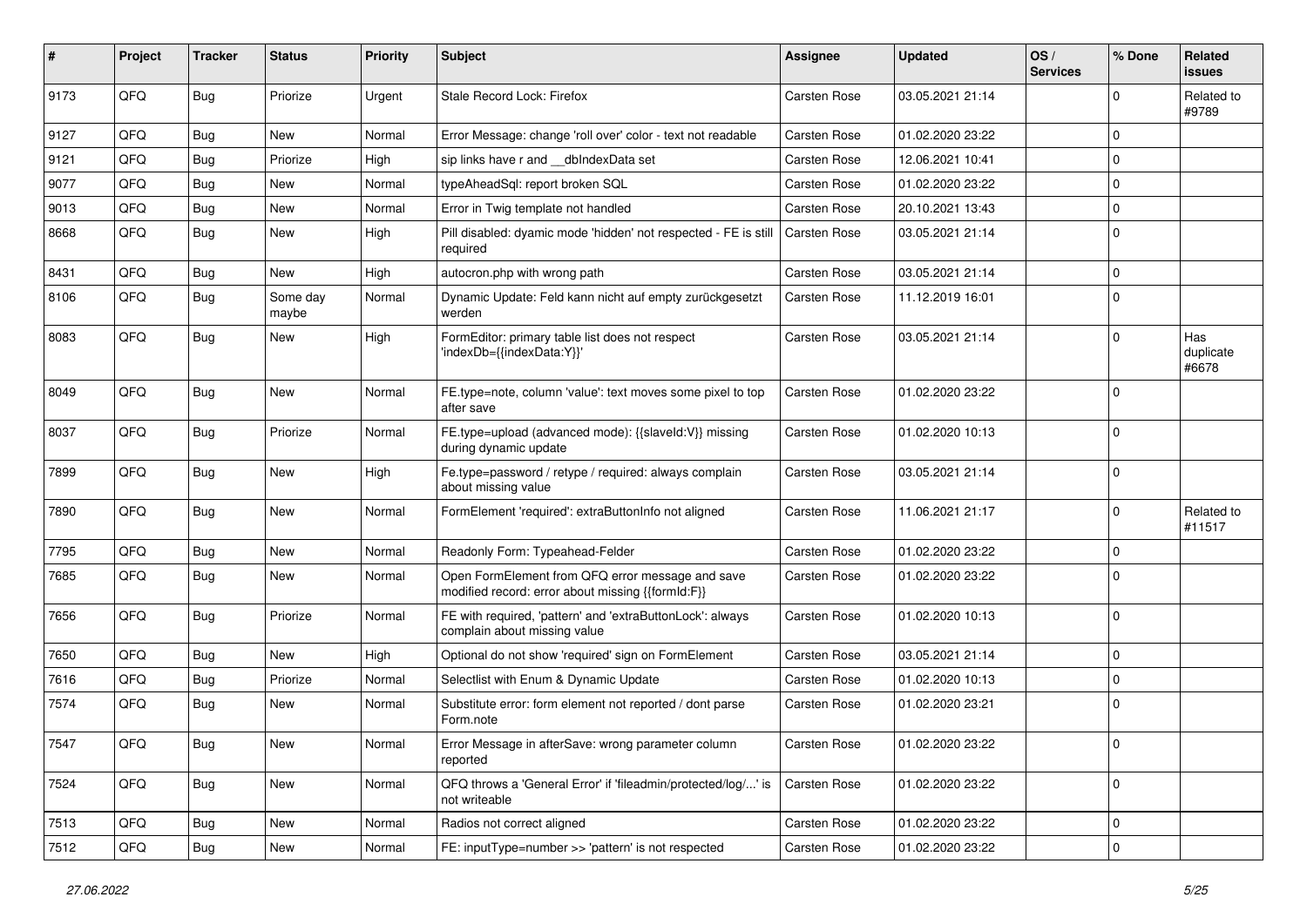| # | Project | Tracker | Status | Priority | Subject | Assignee | Updated | OS / Services | % Done | Related issues |
|---|---|---|---|---|---|---|---|---|---|---|
| 9173 | QFQ | Bug | Priorize | Urgent | Stale Record Lock: Firefox | Carsten Rose | 03.05.2021 21:14 | | 0 | Related to #9789 |
| 9127 | QFQ | Bug | New | Normal | Error Message: change 'roll over' color - text not readable | Carsten Rose | 01.02.2020 23:22 | | 0 | |
| 9121 | QFQ | Bug | Priorize | High | sip links have r and __dbIndexData set | Carsten Rose | 12.06.2021 10:41 | | 0 | |
| 9077 | QFQ | Bug | New | Normal | typeAheadSql: report broken SQL | Carsten Rose | 01.02.2020 23:22 | | 0 | |
| 9013 | QFQ | Bug | New | Normal | Error in Twig template not handled | Carsten Rose | 20.10.2021 13:43 | | 0 | |
| 8668 | QFQ | Bug | New | High | Pill disabled: dyamic mode 'hidden' not respected - FE is still required | Carsten Rose | 03.05.2021 21:14 | | 0 | |
| 8431 | QFQ | Bug | New | High | autocron.php with wrong path | Carsten Rose | 03.05.2021 21:14 | | 0 | |
| 8106 | QFQ | Bug | Some day maybe | Normal | Dynamic Update: Feld kann nicht auf empty zurückgesetzt werden | Carsten Rose | 11.12.2019 16:01 | | 0 | |
| 8083 | QFQ | Bug | New | High | FormEditor: primary table list does not respect 'indexDb={{indexData:Y}}' | Carsten Rose | 03.05.2021 21:14 | | 0 | Has duplicate #6678 |
| 8049 | QFQ | Bug | New | Normal | FE.type=note, column 'value': text moves some pixel to top after save | Carsten Rose | 01.02.2020 23:22 | | 0 | |
| 8037 | QFQ | Bug | Priorize | Normal | FE.type=upload (advanced mode): {{slaveId:V}} missing during dynamic update | Carsten Rose | 01.02.2020 10:13 | | 0 | |
| 7899 | QFQ | Bug | New | High | Fe.type=password / retype / required: always complain about missing value | Carsten Rose | 03.05.2021 21:14 | | 0 | |
| 7890 | QFQ | Bug | New | Normal | FormElement 'required': extraButtonInfo not aligned | Carsten Rose | 11.06.2021 21:17 | | 0 | Related to #11517 |
| 7795 | QFQ | Bug | New | Normal | Readonly Form: Typeahead-Felder | Carsten Rose | 01.02.2020 23:22 | | 0 | |
| 7685 | QFQ | Bug | New | Normal | Open FormElement from QFQ error message and save modified record: error about missing {{formId:F}} | Carsten Rose | 01.02.2020 23:22 | | 0 | |
| 7656 | QFQ | Bug | Priorize | Normal | FE with required, 'pattern' and 'extraButtonLock': always complain about missing value | Carsten Rose | 01.02.2020 10:13 | | 0 | |
| 7650 | QFQ | Bug | New | High | Optional do not show 'required' sign on FormElement | Carsten Rose | 03.05.2021 21:14 | | 0 | |
| 7616 | QFQ | Bug | Priorize | Normal | Selectlist with Enum & Dynamic Update | Carsten Rose | 01.02.2020 10:13 | | 0 | |
| 7574 | QFQ | Bug | New | Normal | Substitute error: form element not reported / dont parse Form.note | Carsten Rose | 01.02.2020 23:21 | | 0 | |
| 7547 | QFQ | Bug | New | Normal | Error Message in afterSave: wrong parameter column reported | Carsten Rose | 01.02.2020 23:22 | | 0 | |
| 7524 | QFQ | Bug | New | Normal | QFQ throws a 'General Error' if 'fileadmin/protected/log/...' is not writeable | Carsten Rose | 01.02.2020 23:22 | | 0 | |
| 7513 | QFQ | Bug | New | Normal | Radios not correct aligned | Carsten Rose | 01.02.2020 23:22 | | 0 | |
| 7512 | QFQ | Bug | New | Normal | FE: inputType=number >> 'pattern' is not respected | Carsten Rose | 01.02.2020 23:22 | | 0 | |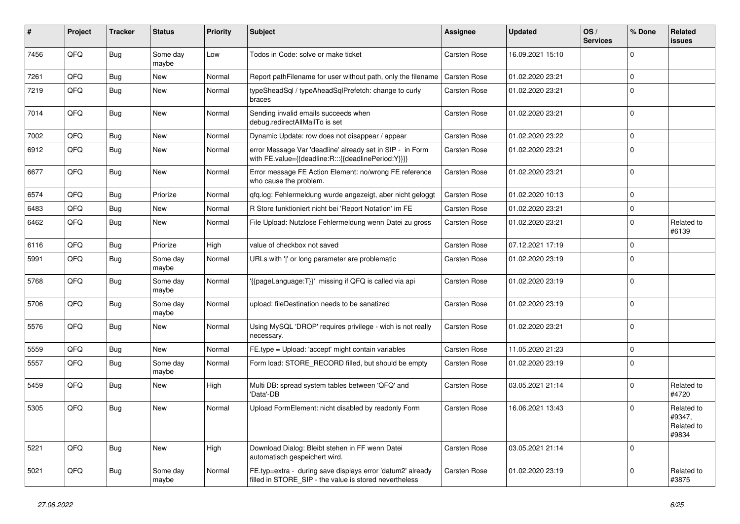| # | Project | Tracker | Status | Priority | Subject | Assignee | Updated | OS / Services | % Done | Related issues |
|---|---|---|---|---|---|---|---|---|---|---|
| 7456 | QFQ | Bug | Some day maybe | Low | Todos in Code: solve or make ticket | Carsten Rose | 16.09.2021 15:10 | | 0 | |
| 7261 | QFQ | Bug | New | Normal | Report pathFilename for user without path, only the filename | Carsten Rose | 01.02.2020 23:21 | | 0 | |
| 7219 | QFQ | Bug | New | Normal | typeSheadSql / typeAheadSqlPrefetch: change to curly braces | Carsten Rose | 01.02.2020 23:21 | | 0 | |
| 7014 | QFQ | Bug | New | Normal | Sending invalid emails succeeds when debug.redirectAllMailTo is set | Carsten Rose | 01.02.2020 23:21 | | 0 | |
| 7002 | QFQ | Bug | New | Normal | Dynamic Update: row does not disappear / appear | Carsten Rose | 01.02.2020 23:22 | | 0 | |
| 6912 | QFQ | Bug | New | Normal | error Message Var 'deadline' already set in SIP - in Form with FE.value={{deadline:R:::{{deadlinePeriod:Y}}}} | Carsten Rose | 01.02.2020 23:21 | | 0 | |
| 6677 | QFQ | Bug | New | Normal | Error message FE Action Element: no/wrong FE reference who cause the problem. | Carsten Rose | 01.02.2020 23:21 | | 0 | |
| 6574 | QFQ | Bug | Priorize | Normal | qfq.log: Fehlermeldung wurde angezeigt, aber nicht geloggt | Carsten Rose | 01.02.2020 10:13 | | 0 | |
| 6483 | QFQ | Bug | New | Normal | R Store funktioniert nicht bei 'Report Notation' im FE | Carsten Rose | 01.02.2020 23:21 | | 0 | |
| 6462 | QFQ | Bug | New | Normal | File Upload: Nutzlose Fehlermeldung wenn Datei zu gross | Carsten Rose | 01.02.2020 23:21 | | 0 | Related to #6139 |
| 6116 | QFQ | Bug | Priorize | High | value of checkbox not saved | Carsten Rose | 07.12.2021 17:19 | | 0 | |
| 5991 | QFQ | Bug | Some day maybe | Normal | URLs with '\|' or long parameter are problematic | Carsten Rose | 01.02.2020 23:19 | | 0 | |
| 5768 | QFQ | Bug | Some day maybe | Normal | '{{pageLanguage:T}}' missing if QFQ is called via api | Carsten Rose | 01.02.2020 23:19 | | 0 | |
| 5706 | QFQ | Bug | Some day maybe | Normal | upload: fileDestination needs to be sanatized | Carsten Rose | 01.02.2020 23:19 | | 0 | |
| 5576 | QFQ | Bug | New | Normal | Using MySQL 'DROP' requires privilege - wich is not really necessary. | Carsten Rose | 01.02.2020 23:21 | | 0 | |
| 5559 | QFQ | Bug | New | Normal | FE.type = Upload: 'accept' might contain variables | Carsten Rose | 11.05.2020 21:23 | | 0 | |
| 5557 | QFQ | Bug | Some day maybe | Normal | Form load: STORE_RECORD filled, but should be empty | Carsten Rose | 01.02.2020 23:19 | | 0 | |
| 5459 | QFQ | Bug | New | High | Multi DB: spread system tables between 'QFQ' and 'Data'-DB | Carsten Rose | 03.05.2021 21:14 | | 0 | Related to #4720 |
| 5305 | QFQ | Bug | New | Normal | Upload FormElement: nicht disabled by readonly Form | Carsten Rose | 16.06.2021 13:43 | | 0 | Related to #9347, Related to #9834 |
| 5221 | QFQ | Bug | New | High | Download Dialog: Bleibt stehen in FF wenn Datei automatisch gespeichert wird. | Carsten Rose | 03.05.2021 21:14 | | 0 | |
| 5021 | QFQ | Bug | Some day maybe | Normal | FE.typ=extra - during save displays error 'datum2' already filled in STORE_SIP - the value is stored nevertheless | Carsten Rose | 01.02.2020 23:19 | | 0 | Related to #3875 |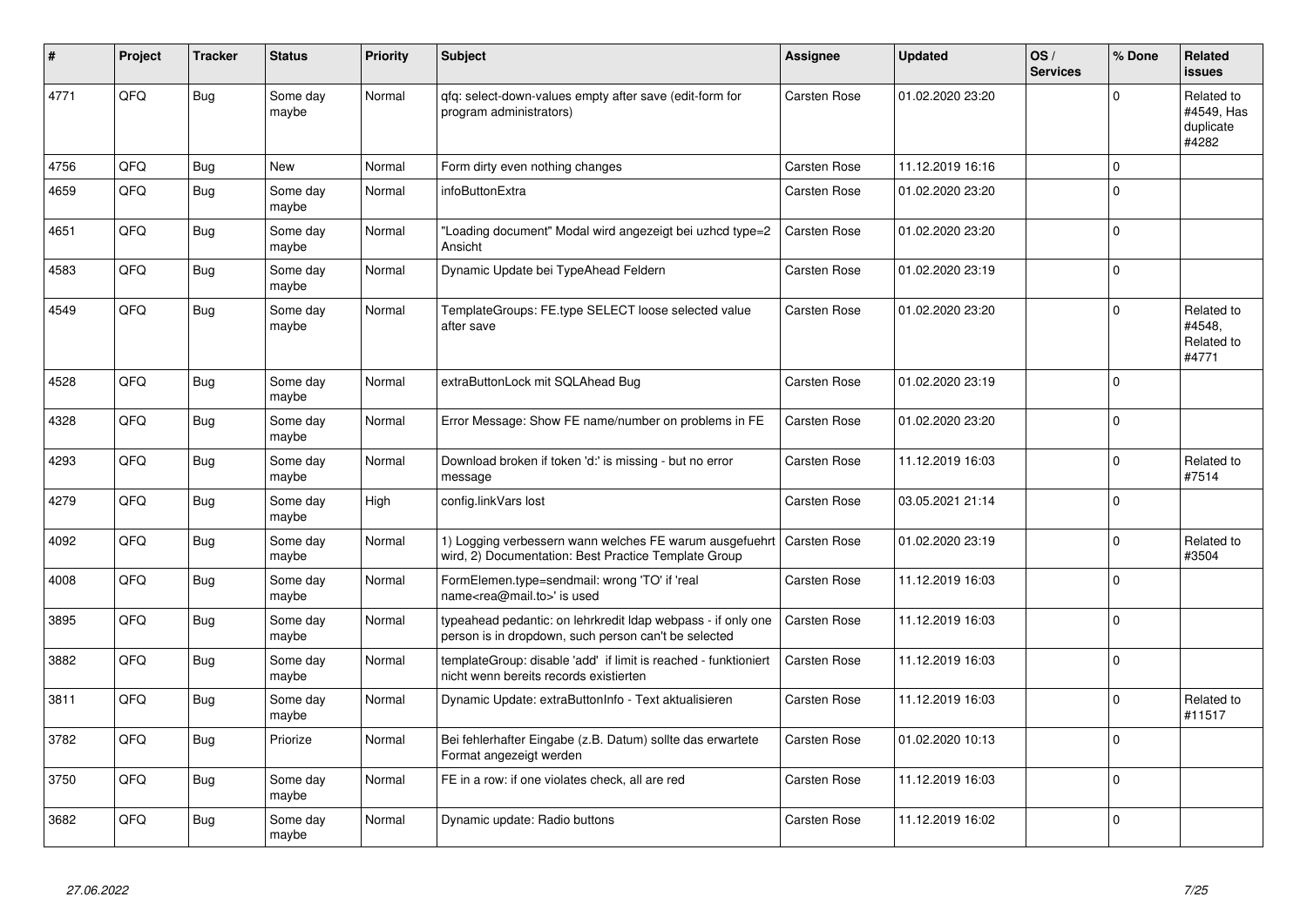| # | Project | Tracker | Status | Priority | Subject | Assignee | Updated | OS / Services | % Done | Related issues |
|---|---|---|---|---|---|---|---|---|---|---|
| 4771 | QFQ | Bug | Some day maybe | Normal | qfq: select-down-values empty after save (edit-form for program administrators) | Carsten Rose | 01.02.2020 23:20 | | 0 | Related to #4549, Has duplicate #4282 |
| 4756 | QFQ | Bug | New | Normal | Form dirty even nothing changes | Carsten Rose | 11.12.2019 16:16 | | 0 | |
| 4659 | QFQ | Bug | Some day maybe | Normal | infoButtonExtra | Carsten Rose | 01.02.2020 23:20 | | 0 | |
| 4651 | QFQ | Bug | Some day maybe | Normal | "Loading document" Modal wird angezeigt bei uzhcd type=2 Ansicht | Carsten Rose | 01.02.2020 23:20 | | 0 | |
| 4583 | QFQ | Bug | Some day maybe | Normal | Dynamic Update bei TypeAhead Feldern | Carsten Rose | 01.02.2020 23:19 | | 0 | |
| 4549 | QFQ | Bug | Some day maybe | Normal | TemplateGroups: FE.type SELECT loose selected value after save | Carsten Rose | 01.02.2020 23:20 | | 0 | Related to #4548, Related to #4771 |
| 4528 | QFQ | Bug | Some day maybe | Normal | extraButtonLock mit SQLAhead Bug | Carsten Rose | 01.02.2020 23:19 | | 0 | |
| 4328 | QFQ | Bug | Some day maybe | Normal | Error Message: Show FE name/number on problems in FE | Carsten Rose | 01.02.2020 23:20 | | 0 | |
| 4293 | QFQ | Bug | Some day maybe | Normal | Download broken if token 'd:' is missing - but no error message | Carsten Rose | 11.12.2019 16:03 | | 0 | Related to #7514 |
| 4279 | QFQ | Bug | Some day maybe | High | config.linkVars lost | Carsten Rose | 03.05.2021 21:14 | | 0 | |
| 4092 | QFQ | Bug | Some day maybe | Normal | 1) Logging verbessern wann welches FE warum ausgefuehrt wird, 2) Documentation: Best Practice Template Group | Carsten Rose | 01.02.2020 23:19 | | 0 | Related to #3504 |
| 4008 | QFQ | Bug | Some day maybe | Normal | FormElemen.type=sendmail: wrong 'TO' if 'real name<rea@mail.to>' is used | Carsten Rose | 11.12.2019 16:03 | | 0 | |
| 3895 | QFQ | Bug | Some day maybe | Normal | typeahead pedantic: on lehrkredit ldap webpass - if only one person is in dropdown, such person can't be selected | Carsten Rose | 11.12.2019 16:03 | | 0 | |
| 3882 | QFQ | Bug | Some day maybe | Normal | templateGroup: disable 'add' if limit is reached - funktioniert nicht wenn bereits records existierten | Carsten Rose | 11.12.2019 16:03 | | 0 | |
| 3811 | QFQ | Bug | Some day maybe | Normal | Dynamic Update: extraButtonInfo - Text aktualisieren | Carsten Rose | 11.12.2019 16:03 | | 0 | Related to #11517 |
| 3782 | QFQ | Bug | Priorize | Normal | Bei fehlerhafter Eingabe (z.B. Datum) sollte das erwartete Format angezeigt werden | Carsten Rose | 01.02.2020 10:13 | | 0 | |
| 3750 | QFQ | Bug | Some day maybe | Normal | FE in a row: if one violates check, all are red | Carsten Rose | 11.12.2019 16:03 | | 0 | |
| 3682 | QFQ | Bug | Some day maybe | Normal | Dynamic update: Radio buttons | Carsten Rose | 11.12.2019 16:02 | | 0 | |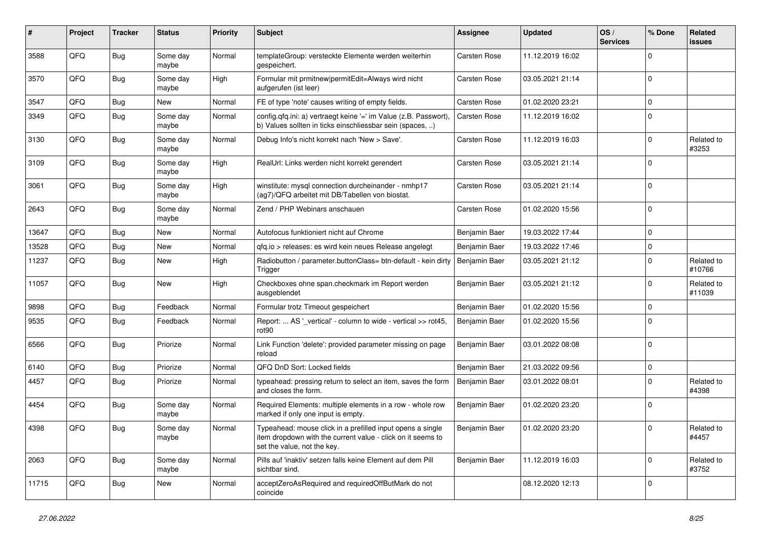| # | Project | Tracker | Status | Priority | Subject | Assignee | Updated | OS / Services | % Done | Related issues |
|---|---|---|---|---|---|---|---|---|---|---|
| 3588 | QFQ | Bug | Some day maybe | Normal | templateGroup: versteckte Elemente werden weiterhin gespeichert. | Carsten Rose | 11.12.2019 16:02 | | 0 | |
| 3570 | QFQ | Bug | Some day maybe | High | Formular mit prmitnew\|permitEdit=Always wird nicht aufgerufen (ist leer) | Carsten Rose | 03.05.2021 21:14 | | 0 | |
| 3547 | QFQ | Bug | New | Normal | FE of type 'note' causes writing of empty fields. | Carsten Rose | 01.02.2020 23:21 | | 0 | |
| 3349 | QFQ | Bug | Some day maybe | Normal | config.qfq.ini: a) vertraegt keine '=' im Value (z.B. Passwort), b) Values sollten in ticks einschliessbar sein (spaces, ..) | Carsten Rose | 11.12.2019 16:02 | | 0 | |
| 3130 | QFQ | Bug | Some day maybe | Normal | Debug Info's nicht korrekt nach 'New > Save'. | Carsten Rose | 11.12.2019 16:03 | | 0 | Related to #3253 |
| 3109 | QFQ | Bug | Some day maybe | High | RealUrl: Links werden nicht korrekt gerendert | Carsten Rose | 03.05.2021 21:14 | | 0 | |
| 3061 | QFQ | Bug | Some day maybe | High | winstitute: mysql connection durcheinander - nmhp17 (ag7)/QFQ arbeitet mit DB/Tabellen von biostat. | Carsten Rose | 03.05.2021 21:14 | | 0 | |
| 2643 | QFQ | Bug | Some day maybe | Normal | Zend / PHP Webinars anschauen | Carsten Rose | 01.02.2020 15:56 | | 0 | |
| 13647 | QFQ | Bug | New | Normal | Autofocus funktioniert nicht auf Chrome | Benjamin Baer | 19.03.2022 17:44 | | 0 | |
| 13528 | QFQ | Bug | New | Normal | qfq.io > releases: es wird kein neues Release angelegt | Benjamin Baer | 19.03.2022 17:46 | | 0 | |
| 11237 | QFQ | Bug | New | High | Radiobutton / parameter.buttonClass= btn-default - kein dirty Trigger | Benjamin Baer | 03.05.2021 21:12 | | 0 | Related to #10766 |
| 11057 | QFQ | Bug | New | High | Checkboxes ohne span.checkmark im Report werden ausgeblendet | Benjamin Baer | 03.05.2021 21:12 | | 0 | Related to #11039 |
| 9898 | QFQ | Bug | Feedback | Normal | Formular trotz Timeout gespeichert | Benjamin Baer | 01.02.2020 15:56 | | 0 | |
| 9535 | QFQ | Bug | Feedback | Normal | Report: ... AS '_vertical' - column to wide - vertical >> rot45, rot90 | Benjamin Baer | 01.02.2020 15:56 | | 0 | |
| 6566 | QFQ | Bug | Priorize | Normal | Link Function 'delete': provided parameter missing on page reload | Benjamin Baer | 03.01.2022 08:08 | | 0 | |
| 6140 | QFQ | Bug | Priorize | Normal | QFQ DnD Sort: Locked fields | Benjamin Baer | 21.03.2022 09:56 | | 0 | |
| 4457 | QFQ | Bug | Priorize | Normal | typeahead: pressing return to select an item, saves the form and closes the form. | Benjamin Baer | 03.01.2022 08:01 | | 0 | Related to #4398 |
| 4454 | QFQ | Bug | Some day maybe | Normal | Required Elements: multiple elements in a row - whole row marked if only one input is empty. | Benjamin Baer | 01.02.2020 23:20 | | 0 | |
| 4398 | QFQ | Bug | Some day maybe | Normal | Typeahead: mouse click in a prefilled input opens a single item dropdown with the current value - click on it seems to set the value, not the key. | Benjamin Baer | 01.02.2020 23:20 | | 0 | Related to #4457 |
| 2063 | QFQ | Bug | Some day maybe | Normal | Pills auf 'inaktiv' setzen falls keine Element auf dem Pill sichtbar sind. | Benjamin Baer | 11.12.2019 16:03 | | 0 | Related to #3752 |
| 11715 | QFQ | Bug | New | Normal | acceptZeroAsRequired and requiredOffButMark do not coincide | | 08.12.2020 12:13 | | 0 | |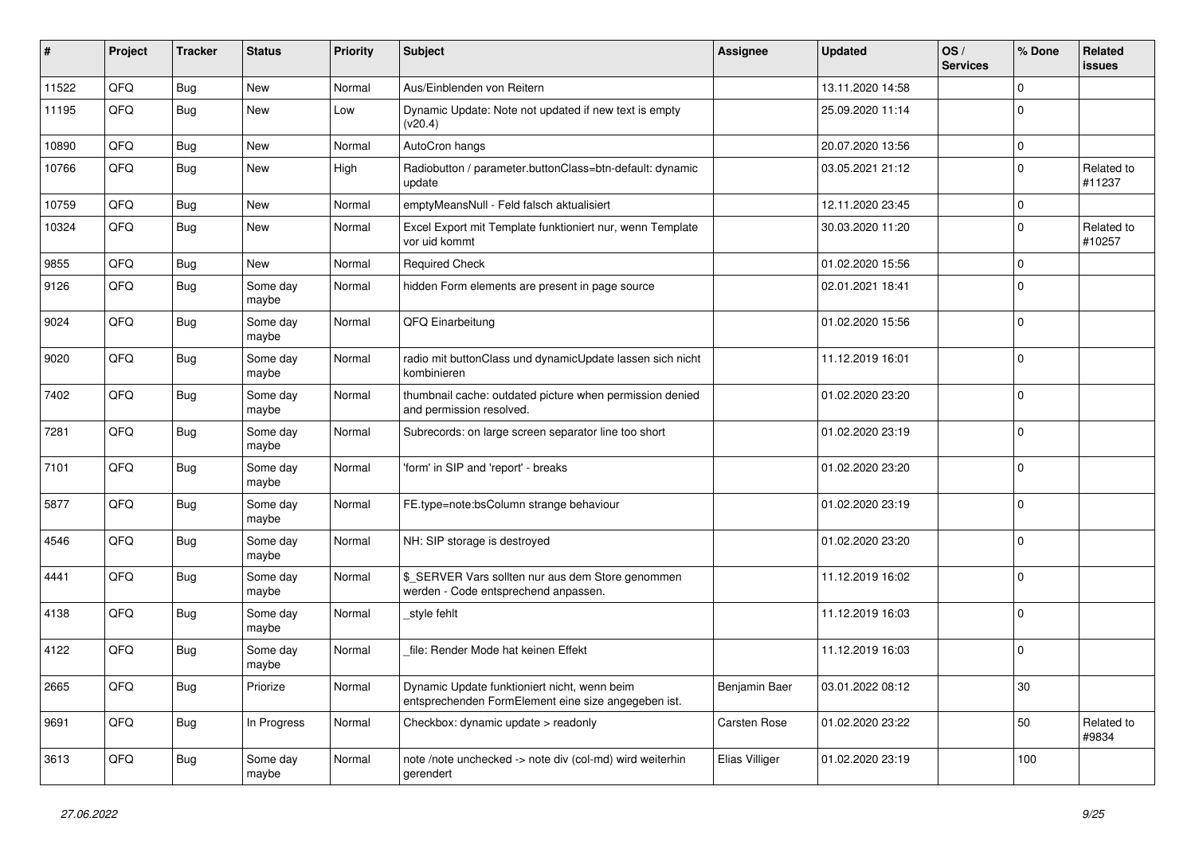| # | Project | Tracker | Status | Priority | Subject | Assignee | Updated | OS / Services | % Done | Related issues |
|---|---|---|---|---|---|---|---|---|---|---|
| 11522 | QFQ | Bug | New | Normal | Aus/Einblenden von Reitern | | 13.11.2020 14:58 | | 0 | |
| 11195 | QFQ | Bug | New | Low | Dynamic Update: Note not updated if new text is empty (v20.4) | | 25.09.2020 11:14 | | 0 | |
| 10890 | QFQ | Bug | New | Normal | AutoCron hangs | | 20.07.2020 13:56 | | 0 | |
| 10766 | QFQ | Bug | New | High | Radiobutton / parameter.buttonClass=btn-default: dynamic update | | 03.05.2021 21:12 | | 0 | Related to #11237 |
| 10759 | QFQ | Bug | New | Normal | emptyMeansNull - Feld falsch aktualisiert | | 12.11.2020 23:45 | | 0 | |
| 10324 | QFQ | Bug | New | Normal | Excel Export mit Template funktioniert nur, wenn Template vor uid kommt | | 30.03.2020 11:20 | | 0 | Related to #10257 |
| 9855 | QFQ | Bug | New | Normal | Required Check | | 01.02.2020 15:56 | | 0 | |
| 9126 | QFQ | Bug | Some day maybe | Normal | hidden Form elements are present in page source | | 02.01.2021 18:41 | | 0 | |
| 9024 | QFQ | Bug | Some day maybe | Normal | QFQ Einarbeitung | | 01.02.2020 15:56 | | 0 | |
| 9020 | QFQ | Bug | Some day maybe | Normal | radio mit buttonClass und dynamicUpdate lassen sich nicht kombinieren | | 11.12.2019 16:01 | | 0 | |
| 7402 | QFQ | Bug | Some day maybe | Normal | thumbnail cache: outdated picture when permission denied and permission resolved. | | 01.02.2020 23:20 | | 0 | |
| 7281 | QFQ | Bug | Some day maybe | Normal | Subrecords: on large screen separator line too short | | 01.02.2020 23:19 | | 0 | |
| 7101 | QFQ | Bug | Some day maybe | Normal | 'form' in SIP and 'report' - breaks | | 01.02.2020 23:20 | | 0 | |
| 5877 | QFQ | Bug | Some day maybe | Normal | FE.type=note:bsColumn strange behaviour | | 01.02.2020 23:19 | | 0 | |
| 4546 | QFQ | Bug | Some day maybe | Normal | NH: SIP storage is destroyed | | 01.02.2020 23:20 | | 0 | |
| 4441 | QFQ | Bug | Some day maybe | Normal | $_SERVER Vars sollten nur aus dem Store genommen werden - Code entsprechend anpassen. | | 11.12.2019 16:02 | | 0 | |
| 4138 | QFQ | Bug | Some day maybe | Normal | _style fehlt | | 11.12.2019 16:03 | | 0 | |
| 4122 | QFQ | Bug | Some day maybe | Normal | _file: Render Mode hat keinen Effekt | | 11.12.2019 16:03 | | 0 | |
| 2665 | QFQ | Bug | Priorize | Normal | Dynamic Update funktioniert nicht, wenn beim entsprechenden FormElement eine size angegeben ist. | Benjamin Baer | 03.01.2022 08:12 | | 30 | |
| 9691 | QFQ | Bug | In Progress | Normal | Checkbox: dynamic update > readonly | Carsten Rose | 01.02.2020 23:22 | | 50 | Related to #9834 |
| 3613 | QFQ | Bug | Some day maybe | Normal | note /note unchecked -> note div (col-md) wird weiterhin gerendert | Elias Villiger | 01.02.2020 23:19 | | 100 | |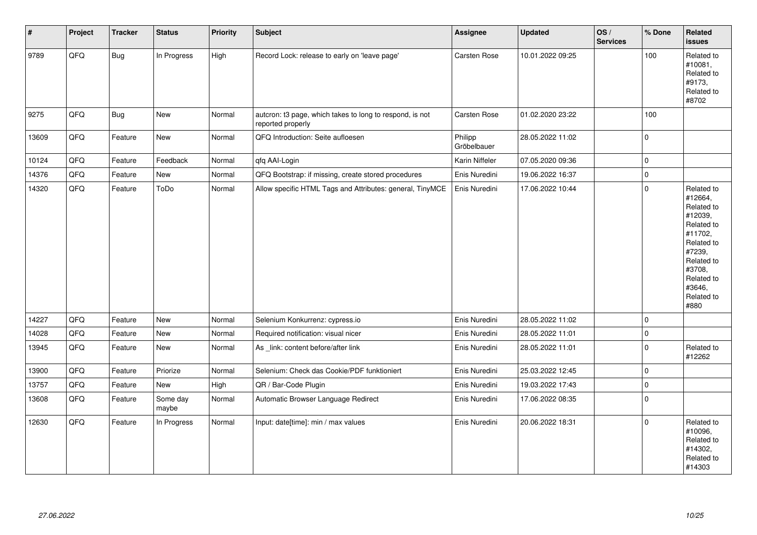| # | Project | Tracker | Status | Priority | Subject | Assignee | Updated | OS / Services | % Done | Related issues |
|---|---|---|---|---|---|---|---|---|---|---|
| 9789 | QFQ | Bug | In Progress | High | Record Lock: release to early on 'leave page' | Carsten Rose | 10.01.2022 09:25 | | 100 | Related to #10081, Related to #9173, Related to #8702 |
| 9275 | QFQ | Bug | New | Normal | autcron: t3 page, which takes to long to respond, is not reported properly | Carsten Rose | 01.02.2020 23:22 | | 100 | |
| 13609 | QFQ | Feature | New | Normal | QFQ Introduction: Seite aufloesen | Philipp Gröbelbauer | 28.05.2022 11:02 | | 0 | |
| 10124 | QFQ | Feature | Feedback | Normal | qfq AAI-Login | Karin Niffeler | 07.05.2020 09:36 | | 0 | |
| 14376 | QFQ | Feature | New | Normal | QFQ Bootstrap: if missing, create stored procedures | Enis Nuredini | 19.06.2022 16:37 | | 0 | |
| 14320 | QFQ | Feature | ToDo | Normal | Allow specific HTML Tags and Attributes: general, TinyMCE | Enis Nuredini | 17.06.2022 10:44 | | 0 | Related to #12664, Related to #12039, Related to #11702, Related to #7239, Related to #3708, Related to #3646, Related to #880 |
| 14227 | QFQ | Feature | New | Normal | Selenium Konkurrenz: cypress.io | Enis Nuredini | 28.05.2022 11:02 | | 0 | |
| 14028 | QFQ | Feature | New | Normal | Required notification: visual nicer | Enis Nuredini | 28.05.2022 11:01 | | 0 | |
| 13945 | QFQ | Feature | New | Normal | As _link: content before/after link | Enis Nuredini | 28.05.2022 11:01 | | 0 | Related to #12262 |
| 13900 | QFQ | Feature | Priorize | Normal | Selenium: Check das Cookie/PDF funktioniert | Enis Nuredini | 25.03.2022 12:45 | | 0 | |
| 13757 | QFQ | Feature | New | High | QR / Bar-Code Plugin | Enis Nuredini | 19.03.2022 17:43 | | 0 | |
| 13608 | QFQ | Feature | Some day maybe | Normal | Automatic Browser Language Redirect | Enis Nuredini | 17.06.2022 08:35 | | 0 | |
| 12630 | QFQ | Feature | In Progress | Normal | Input: date[time]: min / max values | Enis Nuredini | 20.06.2022 18:31 | | 0 | Related to #10096, Related to #14302, Related to #14303 |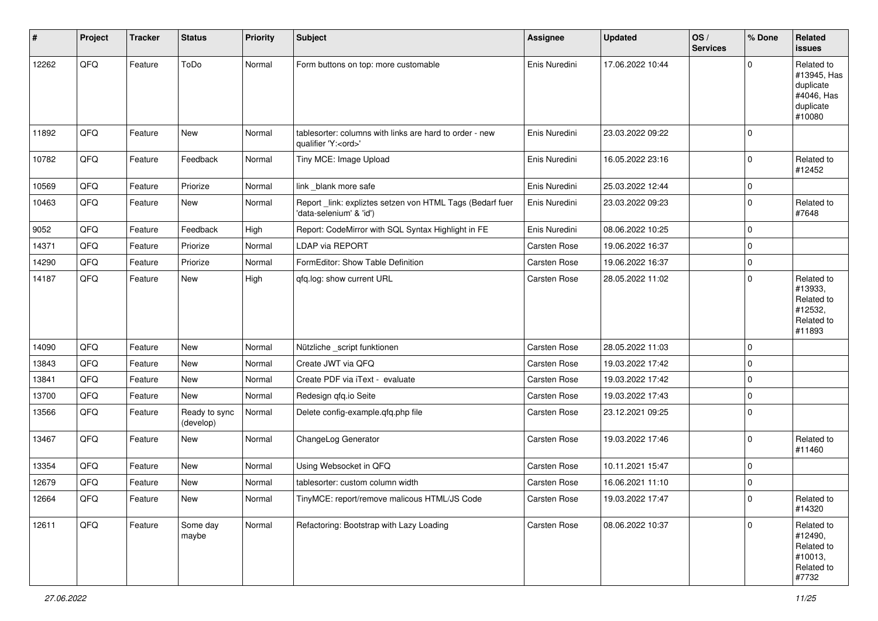| # | Project | Tracker | Status | Priority | Subject | Assignee | Updated | OS / Services | % Done | Related issues |
|---|---|---|---|---|---|---|---|---|---|---|
| 12262 | QFQ | Feature | ToDo | Normal | Form buttons on top: more customable | Enis Nuredini | 17.06.2022 10:44 | | 0 | Related to #13945, Has duplicate #4046, Has duplicate #10080 |
| 11892 | QFQ | Feature | New | Normal | tablesorter: columns with links are hard to order - new qualifier 'Y:<ord>' | Enis Nuredini | 23.03.2022 09:22 | | 0 | |
| 10782 | QFQ | Feature | Feedback | Normal | Tiny MCE: Image Upload | Enis Nuredini | 16.05.2022 23:16 | | 0 | Related to #12452 |
| 10569 | QFQ | Feature | Priorize | Normal | link _blank more safe | Enis Nuredini | 25.03.2022 12:44 | | 0 | |
| 10463 | QFQ | Feature | New | Normal | Report _link: expliztes setzen von HTML Tags (Bedarf fuer 'data-selenium' & 'id') | Enis Nuredini | 23.03.2022 09:23 | | 0 | Related to #7648 |
| 9052 | QFQ | Feature | Feedback | High | Report: CodeMirror with SQL Syntax Highlight in FE | Enis Nuredini | 08.06.2022 10:25 | | 0 | |
| 14371 | QFQ | Feature | Priorize | Normal | LDAP via REPORT | Carsten Rose | 19.06.2022 16:37 | | 0 | |
| 14290 | QFQ | Feature | Priorize | Normal | FormEditor: Show Table Definition | Carsten Rose | 19.06.2022 16:37 | | 0 | |
| 14187 | QFQ | Feature | New | High | qfq.log: show current URL | Carsten Rose | 28.05.2022 11:02 | | 0 | Related to #13933, Related to #12532, Related to #11893 |
| 14090 | QFQ | Feature | New | Normal | Nützliche _script funktionen | Carsten Rose | 28.05.2022 11:03 | | 0 | |
| 13843 | QFQ | Feature | New | Normal | Create JWT via QFQ | Carsten Rose | 19.03.2022 17:42 | | 0 | |
| 13841 | QFQ | Feature | New | Normal | Create PDF via iText - evaluate | Carsten Rose | 19.03.2022 17:42 | | 0 | |
| 13700 | QFQ | Feature | New | Normal | Redesign qfq.io Seite | Carsten Rose | 19.03.2022 17:43 | | 0 | |
| 13566 | QFQ | Feature | Ready to sync (develop) | Normal | Delete config-example.qfq.php file | Carsten Rose | 23.12.2021 09:25 | | 0 | |
| 13467 | QFQ | Feature | New | Normal | ChangeLog Generator | Carsten Rose | 19.03.2022 17:46 | | 0 | Related to #11460 |
| 13354 | QFQ | Feature | New | Normal | Using Websocket in QFQ | Carsten Rose | 10.11.2021 15:47 | | 0 | |
| 12679 | QFQ | Feature | New | Normal | tablesorter: custom column width | Carsten Rose | 16.06.2021 11:10 | | 0 | |
| 12664 | QFQ | Feature | New | Normal | TinyMCE: report/remove malicous HTML/JS Code | Carsten Rose | 19.03.2022 17:47 | | 0 | Related to #14320 |
| 12611 | QFQ | Feature | Some day maybe | Normal | Refactoring: Bootstrap with Lazy Loading | Carsten Rose | 08.06.2022 10:37 | | 0 | Related to #12490, Related to #10013, Related to #7732 |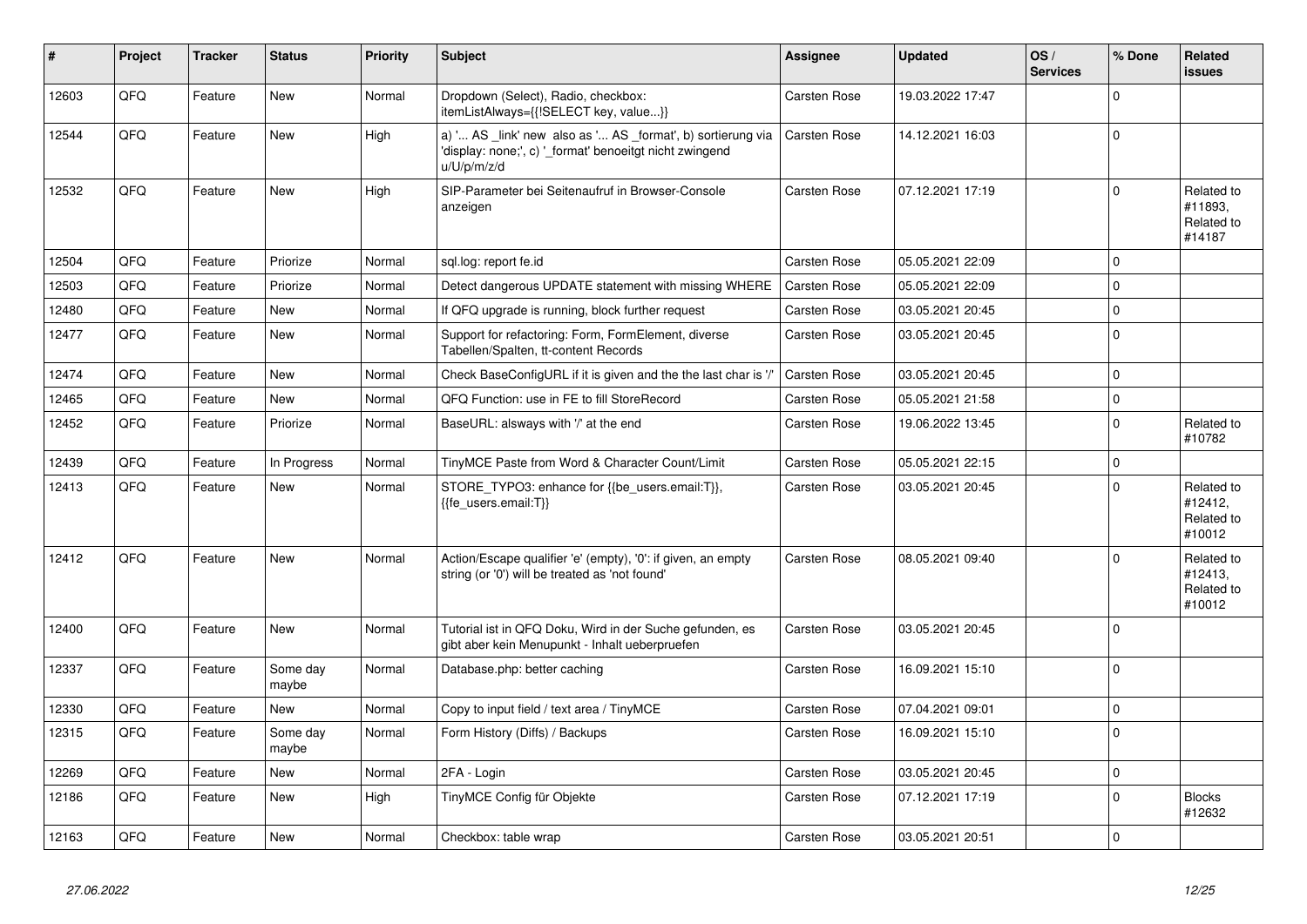| # | Project | Tracker | Status | Priority | Subject | Assignee | Updated | OS / Services | % Done | Related issues |
|---|---|---|---|---|---|---|---|---|---|---|
| 12603 | QFQ | Feature | New | Normal | Dropdown (Select), Radio, checkbox: itemListAlways={{!SELECT key, value...}} | Carsten Rose | 19.03.2022 17:47 | | 0 | |
| 12544 | QFQ | Feature | New | High | a) '... AS _link' new also as '... AS _format', b) sortierung via 'display: none;', c) '_format' benoeitgt nicht zwingend u/U/p/m/z/d | Carsten Rose | 14.12.2021 16:03 | | 0 | |
| 12532 | QFQ | Feature | New | High | SIP-Parameter bei Seitenaufruf in Browser-Console anzeigen | Carsten Rose | 07.12.2021 17:19 | | 0 | Related to #11893, Related to #14187 |
| 12504 | QFQ | Feature | Priorize | Normal | sql.log: report fe.id | Carsten Rose | 05.05.2021 22:09 | | 0 | |
| 12503 | QFQ | Feature | Priorize | Normal | Detect dangerous UPDATE statement with missing WHERE | Carsten Rose | 05.05.2021 22:09 | | 0 | |
| 12480 | QFQ | Feature | New | Normal | If QFQ upgrade is running, block further request | Carsten Rose | 03.05.2021 20:45 | | 0 | |
| 12477 | QFQ | Feature | New | Normal | Support for refactoring: Form, FormElement, diverse Tabellen/Spalten, tt-content Records | Carsten Rose | 03.05.2021 20:45 | | 0 | |
| 12474 | QFQ | Feature | New | Normal | Check BaseConfigURL if it is given and the the last char is '/' | Carsten Rose | 03.05.2021 20:45 | | 0 | |
| 12465 | QFQ | Feature | New | Normal | QFQ Function: use in FE to fill StoreRecord | Carsten Rose | 05.05.2021 21:58 | | 0 | |
| 12452 | QFQ | Feature | Priorize | Normal | BaseURL: alsways with '/' at the end | Carsten Rose | 19.06.2022 13:45 | | 0 | Related to #10782 |
| 12439 | QFQ | Feature | In Progress | Normal | TinyMCE Paste from Word & Character Count/Limit | Carsten Rose | 05.05.2021 22:15 | | 0 | |
| 12413 | QFQ | Feature | New | Normal | STORE_TYPO3: enhance for {{be_users.email:T}}, {{fe_users.email:T}} | Carsten Rose | 03.05.2021 20:45 | | 0 | Related to #12412, Related to #10012 |
| 12412 | QFQ | Feature | New | Normal | Action/Escape qualifier 'e' (empty), '0': if given, an empty string (or '0') will be treated as 'not found' | Carsten Rose | 08.05.2021 09:40 | | 0 | Related to #12413, Related to #10012 |
| 12400 | QFQ | Feature | New | Normal | Tutorial ist in QFQ Doku, Wird in der Suche gefunden, es gibt aber kein Menupunkt - Inhalt ueberpruefen | Carsten Rose | 03.05.2021 20:45 | | 0 | |
| 12337 | QFQ | Feature | Some day maybe | Normal | Database.php: better caching | Carsten Rose | 16.09.2021 15:10 | | 0 | |
| 12330 | QFQ | Feature | New | Normal | Copy to input field / text area / TinyMCE | Carsten Rose | 07.04.2021 09:01 | | 0 | |
| 12315 | QFQ | Feature | Some day maybe | Normal | Form History (Diffs) / Backups | Carsten Rose | 16.09.2021 15:10 | | 0 | |
| 12269 | QFQ | Feature | New | Normal | 2FA - Login | Carsten Rose | 03.05.2021 20:45 | | 0 | |
| 12186 | QFQ | Feature | New | High | TinyMCE Config für Objekte | Carsten Rose | 07.12.2021 17:19 | | 0 | Blocks #12632 |
| 12163 | QFQ | Feature | New | Normal | Checkbox: table wrap | Carsten Rose | 03.05.2021 20:51 | | 0 | |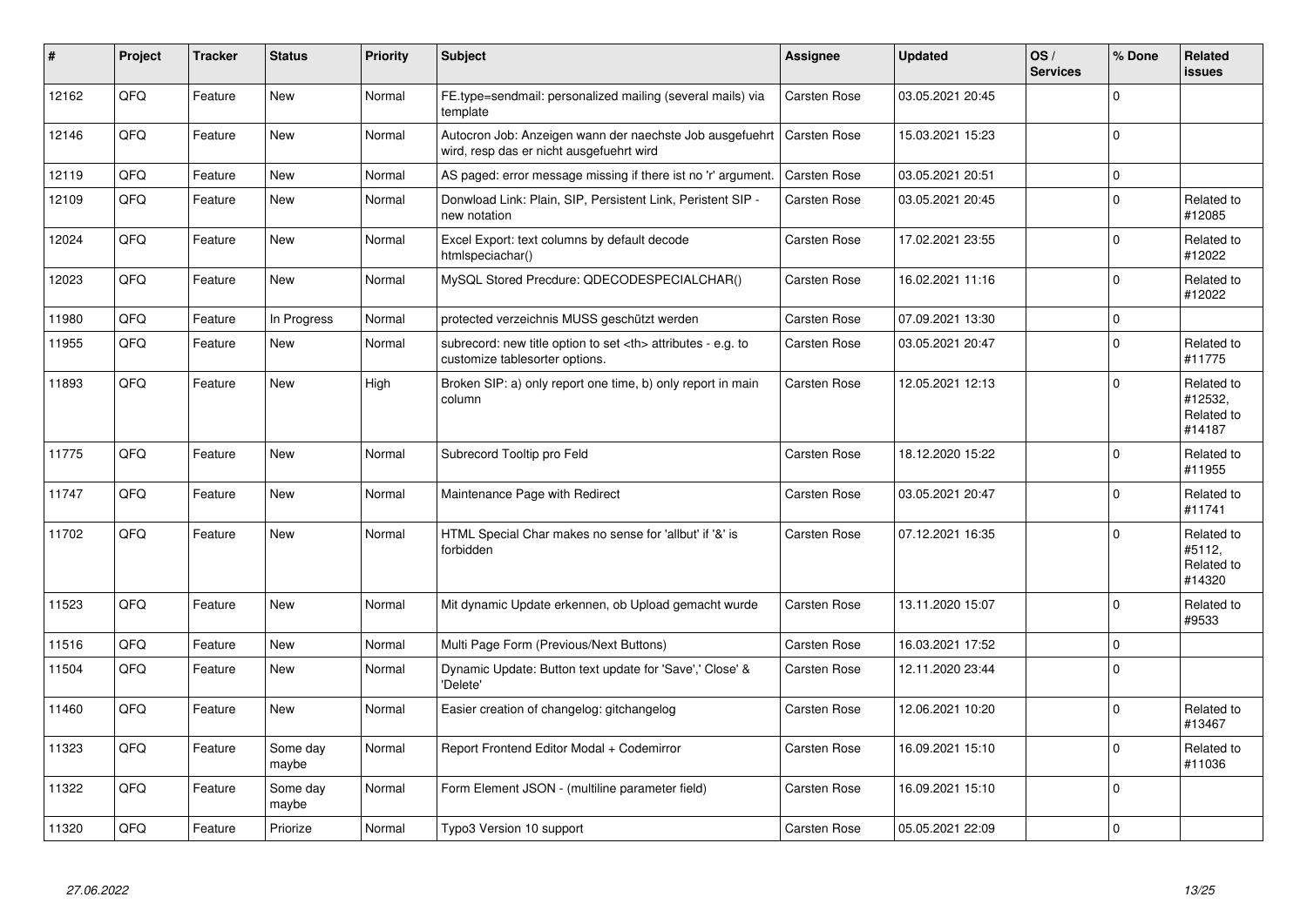| # | Project | Tracker | Status | Priority | Subject | Assignee | Updated | OS / Services | % Done | Related issues |
|---|---|---|---|---|---|---|---|---|---|---|
| 12162 | QFQ | Feature | New | Normal | FE.type=sendmail: personalized mailing (several mails) via template | Carsten Rose | 03.05.2021 20:45 | | 0 | |
| 12146 | QFQ | Feature | New | Normal | Autocron Job: Anzeigen wann der naechste Job ausgefuehrt wird, resp das er nicht ausgefuehrt wird | Carsten Rose | 15.03.2021 15:23 | | 0 | |
| 12119 | QFQ | Feature | New | Normal | AS paged: error message missing if there ist no 'r' argument. | Carsten Rose | 03.05.2021 20:51 | | 0 | |
| 12109 | QFQ | Feature | New | Normal | Donwload Link: Plain, SIP, Persistent Link, Peristent SIP - new notation | Carsten Rose | 03.05.2021 20:45 | | 0 | Related to #12085 |
| 12024 | QFQ | Feature | New | Normal | Excel Export: text columns by default decode htmlspeciachar() | Carsten Rose | 17.02.2021 23:55 | | 0 | Related to #12022 |
| 12023 | QFQ | Feature | New | Normal | MySQL Stored Precdure: QDECODESPECIALCHAR() | Carsten Rose | 16.02.2021 11:16 | | 0 | Related to #12022 |
| 11980 | QFQ | Feature | In Progress | Normal | protected verzeichnis MUSS geschützt werden | Carsten Rose | 07.09.2021 13:30 | | 0 | |
| 11955 | QFQ | Feature | New | Normal | subrecord: new title option to set <th> attributes - e.g. to customize tablesorter options. | Carsten Rose | 03.05.2021 20:47 | | 0 | Related to #11775 |
| 11893 | QFQ | Feature | New | High | Broken SIP: a) only report one time, b) only report in main column | Carsten Rose | 12.05.2021 12:13 | | 0 | Related to #12532, Related to #14187 |
| 11775 | QFQ | Feature | New | Normal | Subrecord Tooltip pro Feld | Carsten Rose | 18.12.2020 15:22 | | 0 | Related to #11955 |
| 11747 | QFQ | Feature | New | Normal | Maintenance Page with Redirect | Carsten Rose | 03.05.2021 20:47 | | 0 | Related to #11741 |
| 11702 | QFQ | Feature | New | Normal | HTML Special Char makes no sense for 'allbut' if '&' is forbidden | Carsten Rose | 07.12.2021 16:35 | | 0 | Related to #5112, Related to #14320 |
| 11523 | QFQ | Feature | New | Normal | Mit dynamic Update erkennen, ob Upload gemacht wurde | Carsten Rose | 13.11.2020 15:07 | | 0 | Related to #9533 |
| 11516 | QFQ | Feature | New | Normal | Multi Page Form (Previous/Next Buttons) | Carsten Rose | 16.03.2021 17:52 | | 0 | |
| 11504 | QFQ | Feature | New | Normal | Dynamic Update: Button text update for 'Save',' Close' & 'Delete' | Carsten Rose | 12.11.2020 23:44 | | 0 | |
| 11460 | QFQ | Feature | New | Normal | Easier creation of changelog: gitchangelog | Carsten Rose | 12.06.2021 10:20 | | 0 | Related to #13467 |
| 11323 | QFQ | Feature | Some day maybe | Normal | Report Frontend Editor Modal + Codemirror | Carsten Rose | 16.09.2021 15:10 | | 0 | Related to #11036 |
| 11322 | QFQ | Feature | Some day maybe | Normal | Form Element JSON - (multiline parameter field) | Carsten Rose | 16.09.2021 15:10 | | 0 | |
| 11320 | QFQ | Feature | Priorize | Normal | Typo3 Version 10 support | Carsten Rose | 05.05.2021 22:09 | | 0 | |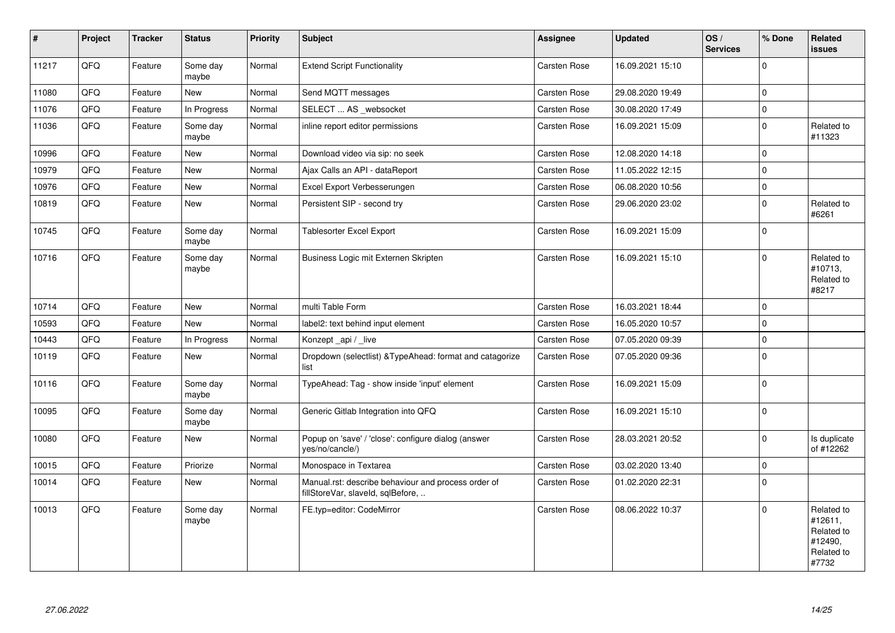| # | Project | Tracker | Status | Priority | Subject | Assignee | Updated | OS / Services | % Done | Related issues |
|---|---|---|---|---|---|---|---|---|---|---|
| 11217 | QFQ | Feature | Some day maybe | Normal | Extend Script Functionality | Carsten Rose | 16.09.2021 15:10 | | 0 | |
| 11080 | QFQ | Feature | New | Normal | Send MQTT messages | Carsten Rose | 29.08.2020 19:49 | | 0 | |
| 11076 | QFQ | Feature | In Progress | Normal | SELECT ... AS _websocket | Carsten Rose | 30.08.2020 17:49 | | 0 | |
| 11036 | QFQ | Feature | Some day maybe | Normal | inline report editor permissions | Carsten Rose | 16.09.2021 15:09 | | 0 | Related to #11323 |
| 10996 | QFQ | Feature | New | Normal | Download video via sip: no seek | Carsten Rose | 12.08.2020 14:18 | | 0 | |
| 10979 | QFQ | Feature | New | Normal | Ajax Calls an API - dataReport | Carsten Rose | 11.05.2022 12:15 | | 0 | |
| 10976 | QFQ | Feature | New | Normal | Excel Export Verbesserungen | Carsten Rose | 06.08.2020 10:56 | | 0 | |
| 10819 | QFQ | Feature | New | Normal | Persistent SIP - second try | Carsten Rose | 29.06.2020 23:02 | | 0 | Related to #6261 |
| 10745 | QFQ | Feature | Some day maybe | Normal | Tablesorter Excel Export | Carsten Rose | 16.09.2021 15:09 | | 0 | |
| 10716 | QFQ | Feature | Some day maybe | Normal | Business Logic mit Externen Skripten | Carsten Rose | 16.09.2021 15:10 | | 0 | Related to #10713, Related to #8217 |
| 10714 | QFQ | Feature | New | Normal | multi Table Form | Carsten Rose | 16.03.2021 18:44 | | 0 | |
| 10593 | QFQ | Feature | New | Normal | label2: text behind input element | Carsten Rose | 16.05.2020 10:57 | | 0 | |
| 10443 | QFQ | Feature | In Progress | Normal | Konzept _api / _live | Carsten Rose | 07.05.2020 09:39 | | 0 | |
| 10119 | QFQ | Feature | New | Normal | Dropdown (selectlist) &TypeAhead: format and catagorize list | Carsten Rose | 07.05.2020 09:36 | | 0 | |
| 10116 | QFQ | Feature | Some day maybe | Normal | TypeAhead: Tag - show inside 'input' element | Carsten Rose | 16.09.2021 15:09 | | 0 | |
| 10095 | QFQ | Feature | Some day maybe | Normal | Generic Gitlab Integration into QFQ | Carsten Rose | 16.09.2021 15:10 | | 0 | |
| 10080 | QFQ | Feature | New | Normal | Popup on 'save' / 'close': configure dialog (answer yes/no/cancle/) | Carsten Rose | 28.03.2021 20:52 | | 0 | Is duplicate of #12262 |
| 10015 | QFQ | Feature | Priorize | Normal | Monospace in Textarea | Carsten Rose | 03.02.2020 13:40 | | 0 | |
| 10014 | QFQ | Feature | New | Normal | Manual.rst: describe behaviour and process order of fillStoreVar, slaveId, sqlBefore, .. | Carsten Rose | 01.02.2020 22:31 | | 0 | |
| 10013 | QFQ | Feature | Some day maybe | Normal | FE.typ=editor: CodeMirror | Carsten Rose | 08.06.2022 10:37 | | 0 | Related to #12611, Related to #12490, Related to #7732 |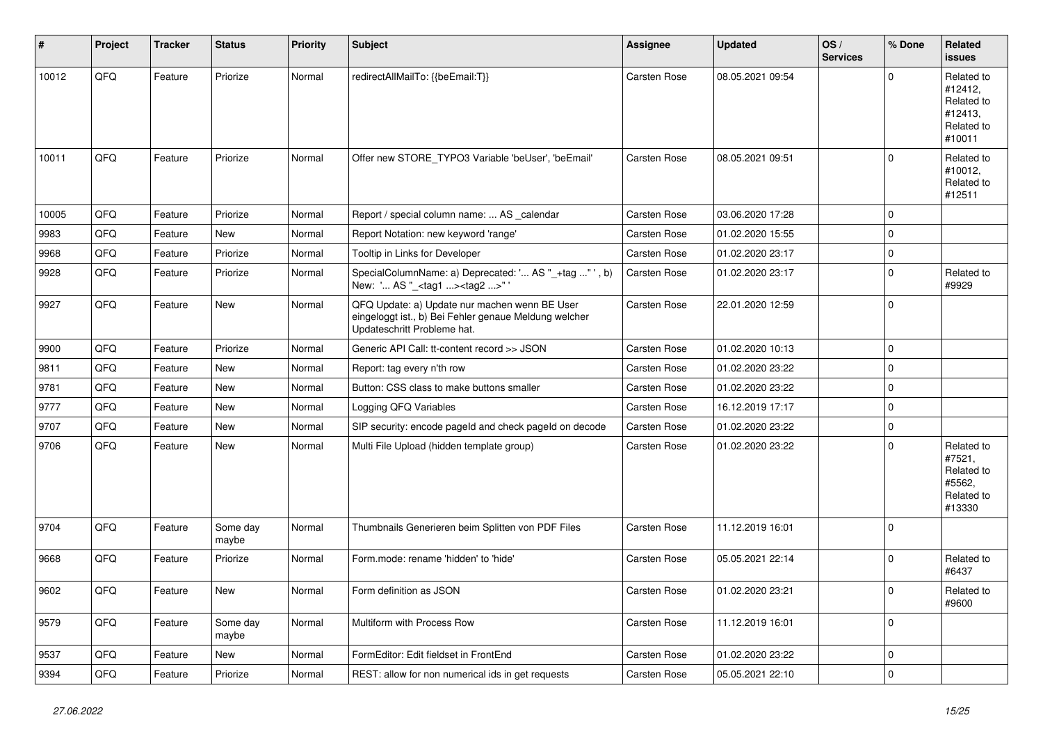| # | Project | Tracker | Status | Priority | Subject | Assignee | Updated | OS / Services | % Done | Related issues |
|---|---|---|---|---|---|---|---|---|---|---|
| 10012 | QFQ | Feature | Priorize | Normal | redirectAllMailTo: {{beEmail:T}} | Carsten Rose | 08.05.2021 09:54 | | 0 | Related to #12412, Related to #12413, Related to #10011 |
| 10011 | QFQ | Feature | Priorize | Normal | Offer new STORE_TYPO3 Variable 'beUser', 'beEmail' | Carsten Rose | 08.05.2021 09:51 | | 0 | Related to #10012, Related to #12511 |
| 10005 | QFQ | Feature | Priorize | Normal | Report / special column name: ... AS _calendar | Carsten Rose | 03.06.2020 17:28 | | 0 | |
| 9983 | QFQ | Feature | New | Normal | Report Notation: new keyword 'range' | Carsten Rose | 01.02.2020 15:55 | | 0 | |
| 9968 | QFQ | Feature | Priorize | Normal | Tooltip in Links for Developer | Carsten Rose | 01.02.2020 23:17 | | 0 | |
| 9928 | QFQ | Feature | Priorize | Normal | SpecialColumnName: a) Deprecated: '... AS "_+tag ..." ', b) New: '... AS "_<tag1 ...><tag2 ...>" ' | Carsten Rose | 01.02.2020 23:17 | | 0 | Related to #9929 |
| 9927 | QFQ | Feature | New | Normal | QFQ Update: a) Update nur machen wenn BE User eingeloggt ist., b) Bei Fehler genaue Meldung welcher Updateschritt Probleme hat. | Carsten Rose | 22.01.2020 12:59 | | 0 | |
| 9900 | QFQ | Feature | Priorize | Normal | Generic API Call: tt-content record >> JSON | Carsten Rose | 01.02.2020 10:13 | | 0 | |
| 9811 | QFQ | Feature | New | Normal | Report: tag every n'th row | Carsten Rose | 01.02.2020 23:22 | | 0 | |
| 9781 | QFQ | Feature | New | Normal | Button: CSS class to make buttons smaller | Carsten Rose | 01.02.2020 23:22 | | 0 | |
| 9777 | QFQ | Feature | New | Normal | Logging QFQ Variables | Carsten Rose | 16.12.2019 17:17 | | 0 | |
| 9707 | QFQ | Feature | New | Normal | SIP security: encode pageId and check pageId on decode | Carsten Rose | 01.02.2020 23:22 | | 0 | |
| 9706 | QFQ | Feature | New | Normal | Multi File Upload (hidden template group) | Carsten Rose | 01.02.2020 23:22 | | 0 | Related to #7521, Related to #5562, Related to #13330 |
| 9704 | QFQ | Feature | Some day maybe | Normal | Thumbnails Generieren beim Splitten von PDF Files | Carsten Rose | 11.12.2019 16:01 | | 0 | |
| 9668 | QFQ | Feature | Priorize | Normal | Form.mode: rename 'hidden' to 'hide' | Carsten Rose | 05.05.2021 22:14 | | 0 | Related to #6437 |
| 9602 | QFQ | Feature | New | Normal | Form definition as JSON | Carsten Rose | 01.02.2020 23:21 | | 0 | Related to #9600 |
| 9579 | QFQ | Feature | Some day maybe | Normal | Multiform with Process Row | Carsten Rose | 11.12.2019 16:01 | | 0 | |
| 9537 | QFQ | Feature | New | Normal | FormEditor: Edit fieldset in FrontEnd | Carsten Rose | 01.02.2020 23:22 | | 0 | |
| 9394 | QFQ | Feature | Priorize | Normal | REST: allow for non numerical ids in get requests | Carsten Rose | 05.05.2021 22:10 | | 0 | |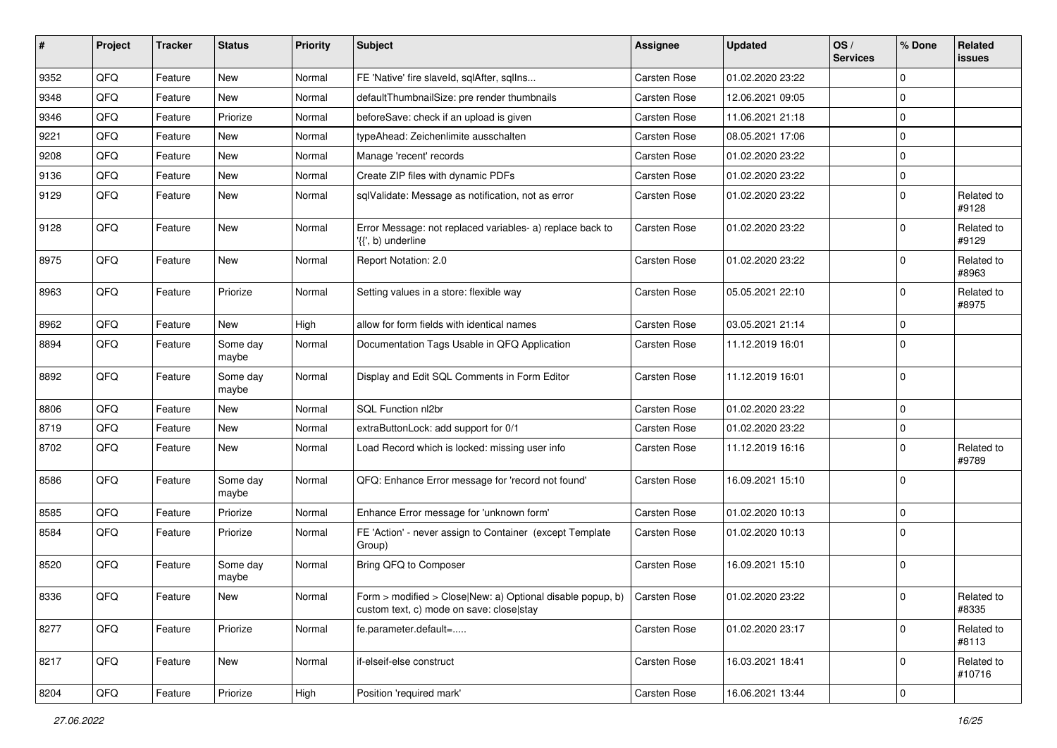| # | Project | Tracker | Status | Priority | Subject | Assignee | Updated | OS / Services | % Done | Related issues |
|---|---|---|---|---|---|---|---|---|---|---|
| 9352 | QFQ | Feature | New | Normal | FE 'Native' fire slaveId, sqlAfter, sqlIns... | Carsten Rose | 01.02.2020 23:22 | | 0 | |
| 9348 | QFQ | Feature | New | Normal | defaultThumbnailSize: pre render thumbnails | Carsten Rose | 12.06.2021 09:05 | | 0 | |
| 9346 | QFQ | Feature | Priorize | Normal | beforeSave: check if an upload is given | Carsten Rose | 11.06.2021 21:18 | | 0 | |
| 9221 | QFQ | Feature | New | Normal | typeAhead: Zeichenlimite ausschalten | Carsten Rose | 08.05.2021 17:06 | | 0 | |
| 9208 | QFQ | Feature | New | Normal | Manage 'recent' records | Carsten Rose | 01.02.2020 23:22 | | 0 | |
| 9136 | QFQ | Feature | New | Normal | Create ZIP files with dynamic PDFs | Carsten Rose | 01.02.2020 23:22 | | 0 | |
| 9129 | QFQ | Feature | New | Normal | sqlValidate: Message as notification, not as error | Carsten Rose | 01.02.2020 23:22 | | 0 | Related to #9128 |
| 9128 | QFQ | Feature | New | Normal | Error Message: not replaced variables- a) replace back to '{{', b) underline | Carsten Rose | 01.02.2020 23:22 | | 0 | Related to #9129 |
| 8975 | QFQ | Feature | New | Normal | Report Notation: 2.0 | Carsten Rose | 01.02.2020 23:22 | | 0 | Related to #8963 |
| 8963 | QFQ | Feature | Priorize | Normal | Setting values in a store: flexible way | Carsten Rose | 05.05.2021 22:10 | | 0 | Related to #8975 |
| 8962 | QFQ | Feature | New | High | allow for form fields with identical names | Carsten Rose | 03.05.2021 21:14 | | 0 | |
| 8894 | QFQ | Feature | Some day maybe | Normal | Documentation Tags Usable in QFQ Application | Carsten Rose | 11.12.2019 16:01 | | 0 | |
| 8892 | QFQ | Feature | Some day maybe | Normal | Display and Edit SQL Comments in Form Editor | Carsten Rose | 11.12.2019 16:01 | | 0 | |
| 8806 | QFQ | Feature | New | Normal | SQL Function nl2br | Carsten Rose | 01.02.2020 23:22 | | 0 | |
| 8719 | QFQ | Feature | New | Normal | extraButtonLock: add support for 0/1 | Carsten Rose | 01.02.2020 23:22 | | 0 | |
| 8702 | QFQ | Feature | New | Normal | Load Record which is locked: missing user info | Carsten Rose | 11.12.2019 16:16 | | 0 | Related to #9789 |
| 8586 | QFQ | Feature | Some day maybe | Normal | QFQ: Enhance Error message for 'record not found' | Carsten Rose | 16.09.2021 15:10 | | 0 | |
| 8585 | QFQ | Feature | Priorize | Normal | Enhance Error message for 'unknown form' | Carsten Rose | 01.02.2020 10:13 | | 0 | |
| 8584 | QFQ | Feature | Priorize | Normal | FE 'Action' - never assign to Container (except Template Group) | Carsten Rose | 01.02.2020 10:13 | | 0 | |
| 8520 | QFQ | Feature | Some day maybe | Normal | Bring QFQ to Composer | Carsten Rose | 16.09.2021 15:10 | | 0 | |
| 8336 | QFQ | Feature | New | Normal | Form > modified > Close\|New: a) Optional disable popup, b) custom text, c) mode on save: close\|stay | Carsten Rose | 01.02.2020 23:22 | | 0 | Related to #8335 |
| 8277 | QFQ | Feature | Priorize | Normal | fe.parameter.default=..... | Carsten Rose | 01.02.2020 23:17 | | 0 | Related to #8113 |
| 8217 | QFQ | Feature | New | Normal | if-elseif-else construct | Carsten Rose | 16.03.2021 18:41 | | 0 | Related to #10716 |
| 8204 | QFQ | Feature | Priorize | High | Position 'required mark' | Carsten Rose | 16.06.2021 13:44 | | 0 | |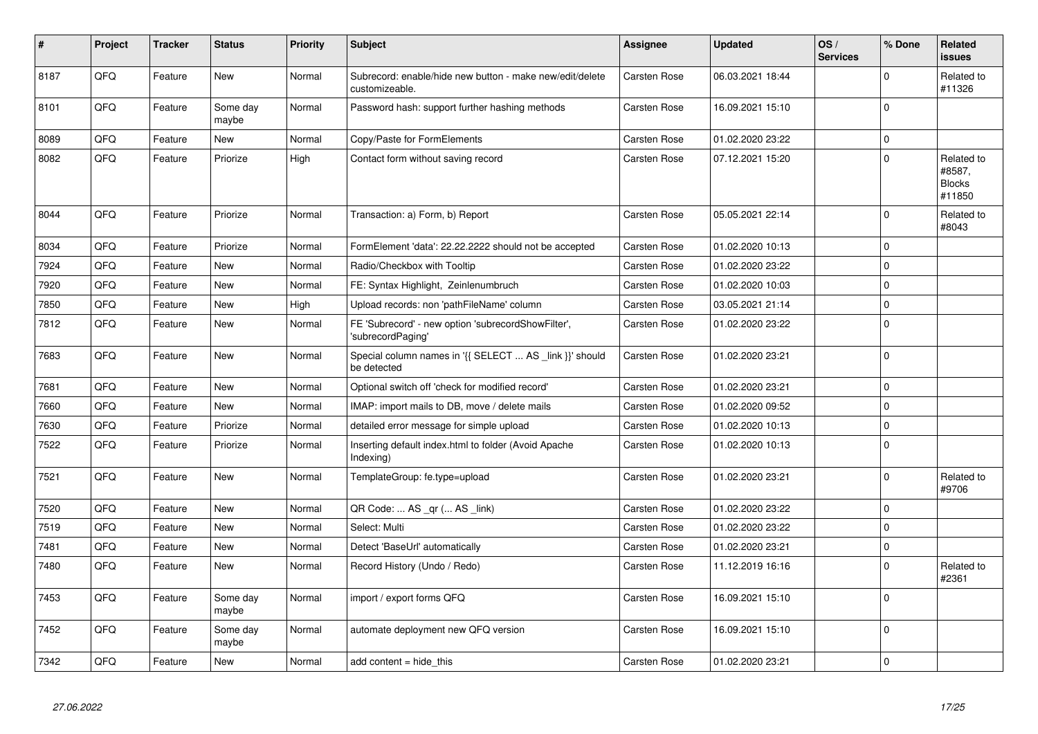| # | Project | Tracker | Status | Priority | Subject | Assignee | Updated | OS / Services | % Done | Related issues |
|---|---|---|---|---|---|---|---|---|---|---|
| 8187 | QFQ | Feature | New | Normal | Subrecord: enable/hide new button - make new/edit/delete customizeable. | Carsten Rose | 06.03.2021 18:44 | | 0 | Related to #11326 |
| 8101 | QFQ | Feature | Some day maybe | Normal | Password hash: support further hashing methods | Carsten Rose | 16.09.2021 15:10 | | 0 | |
| 8089 | QFQ | Feature | New | Normal | Copy/Paste for FormElements | Carsten Rose | 01.02.2020 23:22 | | 0 | |
| 8082 | QFQ | Feature | Priorize | High | Contact form without saving record | Carsten Rose | 07.12.2021 15:20 | | 0 | Related to #8587, Blocks #11850 |
| 8044 | QFQ | Feature | Priorize | Normal | Transaction: a) Form, b) Report | Carsten Rose | 05.05.2021 22:14 | | 0 | Related to #8043 |
| 8034 | QFQ | Feature | Priorize | Normal | FormElement 'data': 22.22.2222 should not be accepted | Carsten Rose | 01.02.2020 10:13 | | 0 | |
| 7924 | QFQ | Feature | New | Normal | Radio/Checkbox with Tooltip | Carsten Rose | 01.02.2020 23:22 | | 0 | |
| 7920 | QFQ | Feature | New | Normal | FE: Syntax Highlight, Zeinlenumbruch | Carsten Rose | 01.02.2020 10:03 | | 0 | |
| 7850 | QFQ | Feature | New | High | Upload records: non 'pathFileName' column | Carsten Rose | 03.05.2021 21:14 | | 0 | |
| 7812 | QFQ | Feature | New | Normal | FE 'Subrecord' - new option 'subrecordShowFilter', 'subrecordPaging' | Carsten Rose | 01.02.2020 23:22 | | 0 | |
| 7683 | QFQ | Feature | New | Normal | Special column names in '{{ SELECT ... AS _link }}' should be detected | Carsten Rose | 01.02.2020 23:21 | | 0 | |
| 7681 | QFQ | Feature | New | Normal | Optional switch off 'check for modified record' | Carsten Rose | 01.02.2020 23:21 | | 0 | |
| 7660 | QFQ | Feature | New | Normal | IMAP: import mails to DB, move / delete mails | Carsten Rose | 01.02.2020 09:52 | | 0 | |
| 7630 | QFQ | Feature | Priorize | Normal | detailed error message for simple upload | Carsten Rose | 01.02.2020 10:13 | | 0 | |
| 7522 | QFQ | Feature | Priorize | Normal | Inserting default index.html to folder (Avoid Apache Indexing) | Carsten Rose | 01.02.2020 10:13 | | 0 | |
| 7521 | QFQ | Feature | New | Normal | TemplateGroup: fe.type=upload | Carsten Rose | 01.02.2020 23:21 | | 0 | Related to #9706 |
| 7520 | QFQ | Feature | New | Normal | QR Code: ... AS _qr (... AS _link) | Carsten Rose | 01.02.2020 23:22 | | 0 | |
| 7519 | QFQ | Feature | New | Normal | Select: Multi | Carsten Rose | 01.02.2020 23:22 | | 0 | |
| 7481 | QFQ | Feature | New | Normal | Detect 'BaseUrl' automatically | Carsten Rose | 01.02.2020 23:21 | | 0 | |
| 7480 | QFQ | Feature | New | Normal | Record History (Undo / Redo) | Carsten Rose | 11.12.2019 16:16 | | 0 | Related to #2361 |
| 7453 | QFQ | Feature | Some day maybe | Normal | import / export forms QFQ | Carsten Rose | 16.09.2021 15:10 | | 0 | |
| 7452 | QFQ | Feature | Some day maybe | Normal | automate deployment new QFQ version | Carsten Rose | 16.09.2021 15:10 | | 0 | |
| 7342 | QFQ | Feature | New | Normal | add content = hide_this | Carsten Rose | 01.02.2020 23:21 | | 0 | |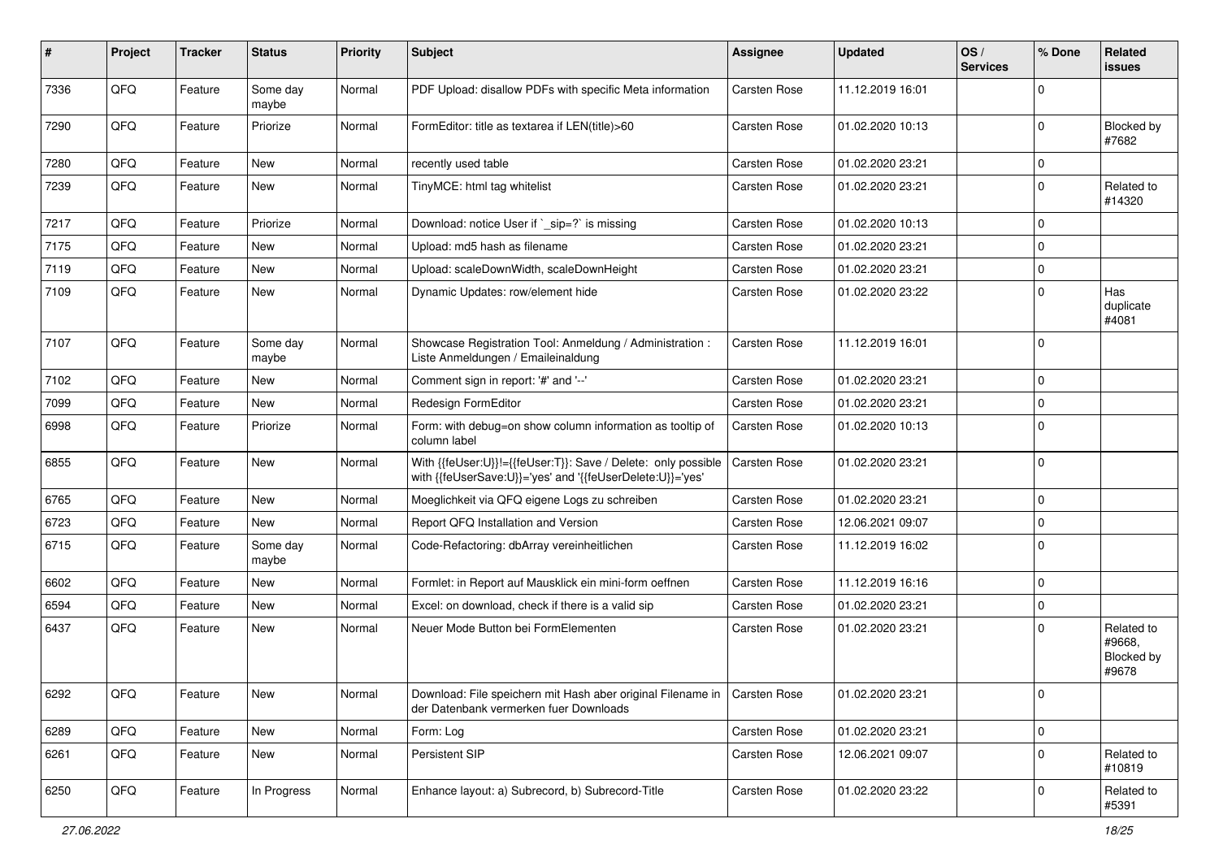| # | Project | Tracker | Status | Priority | Subject | Assignee | Updated | OS / Services | % Done | Related issues |
|---|---|---|---|---|---|---|---|---|---|---|
| 7336 | QFQ | Feature | Some day maybe | Normal | PDF Upload: disallow PDFs with specific Meta information | Carsten Rose | 11.12.2019 16:01 | | 0 | |
| 7290 | QFQ | Feature | Priorize | Normal | FormEditor: title as textarea if LEN(title)>60 | Carsten Rose | 01.02.2020 10:13 | | 0 | Blocked by #7682 |
| 7280 | QFQ | Feature | New | Normal | recently used table | Carsten Rose | 01.02.2020 23:21 | | 0 | |
| 7239 | QFQ | Feature | New | Normal | TinyMCE: html tag whitelist | Carsten Rose | 01.02.2020 23:21 | | 0 | Related to #14320 |
| 7217 | QFQ | Feature | Priorize | Normal | Download: notice User if `_sip=?` is missing | Carsten Rose | 01.02.2020 10:13 | | 0 | |
| 7175 | QFQ | Feature | New | Normal | Upload: md5 hash as filename | Carsten Rose | 01.02.2020 23:21 | | 0 | |
| 7119 | QFQ | Feature | New | Normal | Upload: scaleDownWidth, scaleDownHeight | Carsten Rose | 01.02.2020 23:21 | | 0 | |
| 7109 | QFQ | Feature | New | Normal | Dynamic Updates: row/element hide | Carsten Rose | 01.02.2020 23:22 | | 0 | Has duplicate #4081 |
| 7107 | QFQ | Feature | Some day maybe | Normal | Showcase Registration Tool: Anmeldung / Administration : Liste Anmeldungen / Emaileinaldung | Carsten Rose | 11.12.2019 16:01 | | 0 | |
| 7102 | QFQ | Feature | New | Normal | Comment sign in report: '#' and '--' | Carsten Rose | 01.02.2020 23:21 | | 0 | |
| 7099 | QFQ | Feature | New | Normal | Redesign FormEditor | Carsten Rose | 01.02.2020 23:21 | | 0 | |
| 6998 | QFQ | Feature | Priorize | Normal | Form: with debug=on show column information as tooltip of column label | Carsten Rose | 01.02.2020 10:13 | | 0 | |
| 6855 | QFQ | Feature | New | Normal | With {{feUser:U}}!={{feUser:T}}: Save / Delete: only possible with {{feUserSave:U}}='yes' and '{{feUserDelete:U}}='yes' | Carsten Rose | 01.02.2020 23:21 | | 0 | |
| 6765 | QFQ | Feature | New | Normal | Moeglichkeit via QFQ eigene Logs zu schreiben | Carsten Rose | 01.02.2020 23:21 | | 0 | |
| 6723 | QFQ | Feature | New | Normal | Report QFQ Installation and Version | Carsten Rose | 12.06.2021 09:07 | | 0 | |
| 6715 | QFQ | Feature | Some day maybe | Normal | Code-Refactoring: dbArray vereinheitlichen | Carsten Rose | 11.12.2019 16:02 | | 0 | |
| 6602 | QFQ | Feature | New | Normal | Formlet: in Report auf Mausklick ein mini-form oeffnen | Carsten Rose | 11.12.2019 16:16 | | 0 | |
| 6594 | QFQ | Feature | New | Normal | Excel: on download, check if there is a valid sip | Carsten Rose | 01.02.2020 23:21 | | 0 | |
| 6437 | QFQ | Feature | New | Normal | Neuer Mode Button bei FormElementen | Carsten Rose | 01.02.2020 23:21 | | 0 | Related to #9668, Blocked by #9678 |
| 6292 | QFQ | Feature | New | Normal | Download: File speichern mit Hash aber original Filename in der Datenbank vermerken fuer Downloads | Carsten Rose | 01.02.2020 23:21 | | 0 | |
| 6289 | QFQ | Feature | New | Normal | Form: Log | Carsten Rose | 01.02.2020 23:21 | | 0 | |
| 6261 | QFQ | Feature | New | Normal | Persistent SIP | Carsten Rose | 12.06.2021 09:07 | | 0 | Related to #10819 |
| 6250 | QFQ | Feature | In Progress | Normal | Enhance layout: a) Subrecord, b) Subrecord-Title | Carsten Rose | 01.02.2020 23:22 | | 0 | Related to #5391 |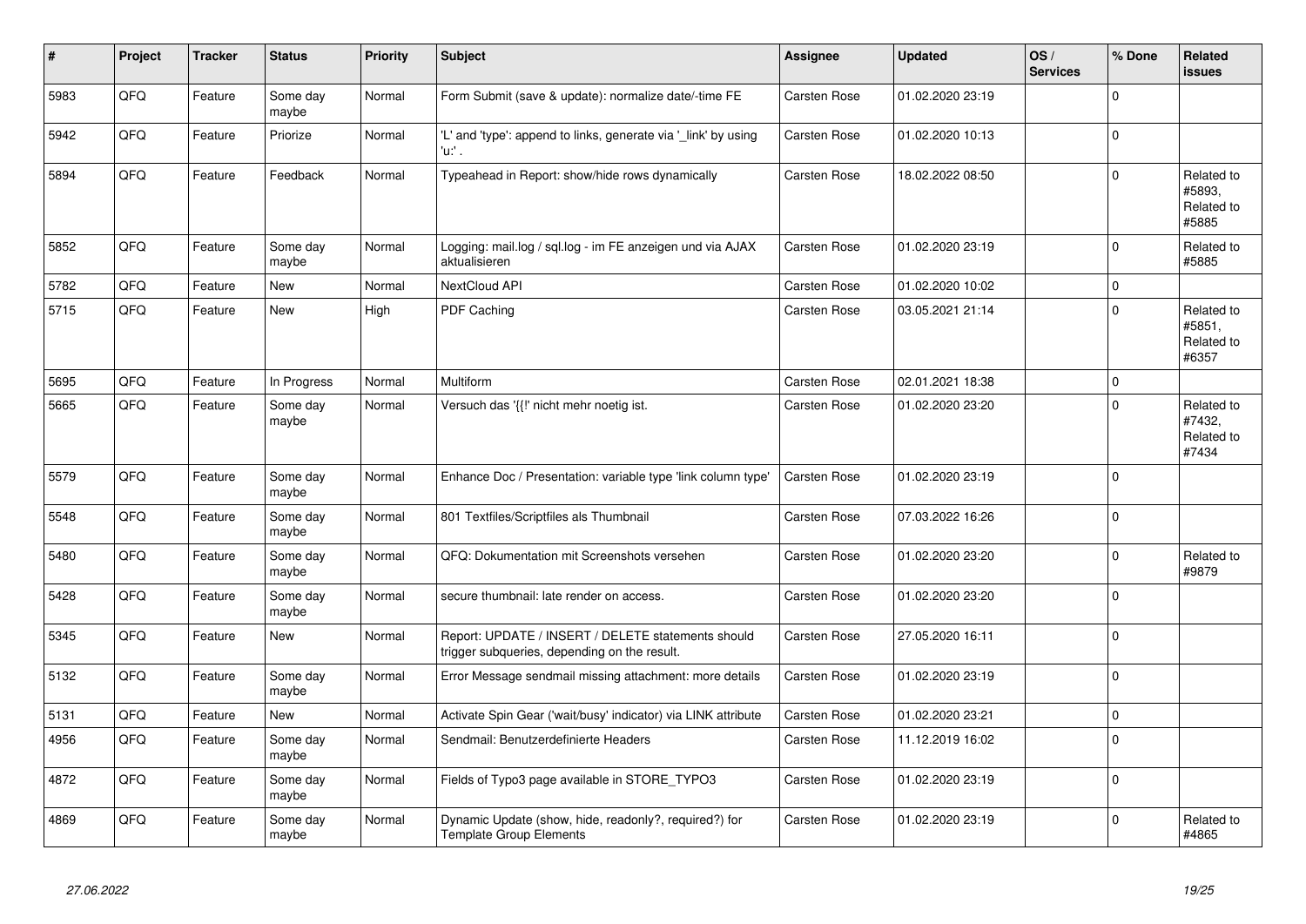| # | Project | Tracker | Status | Priority | Subject | Assignee | Updated | OS / Services | % Done | Related issues |
|---|---|---|---|---|---|---|---|---|---|---|
| 5983 | QFQ | Feature | Some day maybe | Normal | Form Submit (save & update): normalize date/-time FE | Carsten Rose | 01.02.2020 23:19 | | 0 | |
| 5942 | QFQ | Feature | Priorize | Normal | 'L' and 'type': append to links, generate via '_link' by using 'u:' . | Carsten Rose | 01.02.2020 10:13 | | 0 | |
| 5894 | QFQ | Feature | Feedback | Normal | Typeahead in Report: show/hide rows dynamically | Carsten Rose | 18.02.2022 08:50 | | 0 | Related to #5893, Related to #5885 |
| 5852 | QFQ | Feature | Some day maybe | Normal | Logging: mail.log / sql.log - im FE anzeigen und via AJAX aktualisieren | Carsten Rose | 01.02.2020 23:19 | | 0 | Related to #5885 |
| 5782 | QFQ | Feature | New | Normal | NextCloud API | Carsten Rose | 01.02.2020 10:02 | | 0 | |
| 5715 | QFQ | Feature | New | High | PDF Caching | Carsten Rose | 03.05.2021 21:14 | | 0 | Related to #5851, Related to #6357 |
| 5695 | QFQ | Feature | In Progress | Normal | Multiform | Carsten Rose | 02.01.2021 18:38 | | 0 | |
| 5665 | QFQ | Feature | Some day maybe | Normal | Versuch das '{{!' nicht mehr noetig ist. | Carsten Rose | 01.02.2020 23:20 | | 0 | Related to #7432, Related to #7434 |
| 5579 | QFQ | Feature | Some day maybe | Normal | Enhance Doc / Presentation: variable type 'link column type' | Carsten Rose | 01.02.2020 23:19 | | 0 | |
| 5548 | QFQ | Feature | Some day maybe | Normal | 801 Textfiles/Scriptfiles als Thumbnail | Carsten Rose | 07.03.2022 16:26 | | 0 | |
| 5480 | QFQ | Feature | Some day maybe | Normal | QFQ: Dokumentation mit Screenshots versehen | Carsten Rose | 01.02.2020 23:20 | | 0 | Related to #9879 |
| 5428 | QFQ | Feature | Some day maybe | Normal | secure thumbnail: late render on access. | Carsten Rose | 01.02.2020 23:20 | | 0 | |
| 5345 | QFQ | Feature | New | Normal | Report: UPDATE / INSERT / DELETE statements should trigger subqueries, depending on the result. | Carsten Rose | 27.05.2020 16:11 | | 0 | |
| 5132 | QFQ | Feature | Some day maybe | Normal | Error Message sendmail missing attachment: more details | Carsten Rose | 01.02.2020 23:19 | | 0 | |
| 5131 | QFQ | Feature | New | Normal | Activate Spin Gear ('wait/busy' indicator) via LINK attribute | Carsten Rose | 01.02.2020 23:21 | | 0 | |
| 4956 | QFQ | Feature | Some day maybe | Normal | Sendmail: Benutzerdefinierte Headers | Carsten Rose | 11.12.2019 16:02 | | 0 | |
| 4872 | QFQ | Feature | Some day maybe | Normal | Fields of Typo3 page available in STORE_TYPO3 | Carsten Rose | 01.02.2020 23:19 | | 0 | |
| 4869 | QFQ | Feature | Some day maybe | Normal | Dynamic Update (show, hide, readonly?, required?) for Template Group Elements | Carsten Rose | 01.02.2020 23:19 | | 0 | Related to #4865 |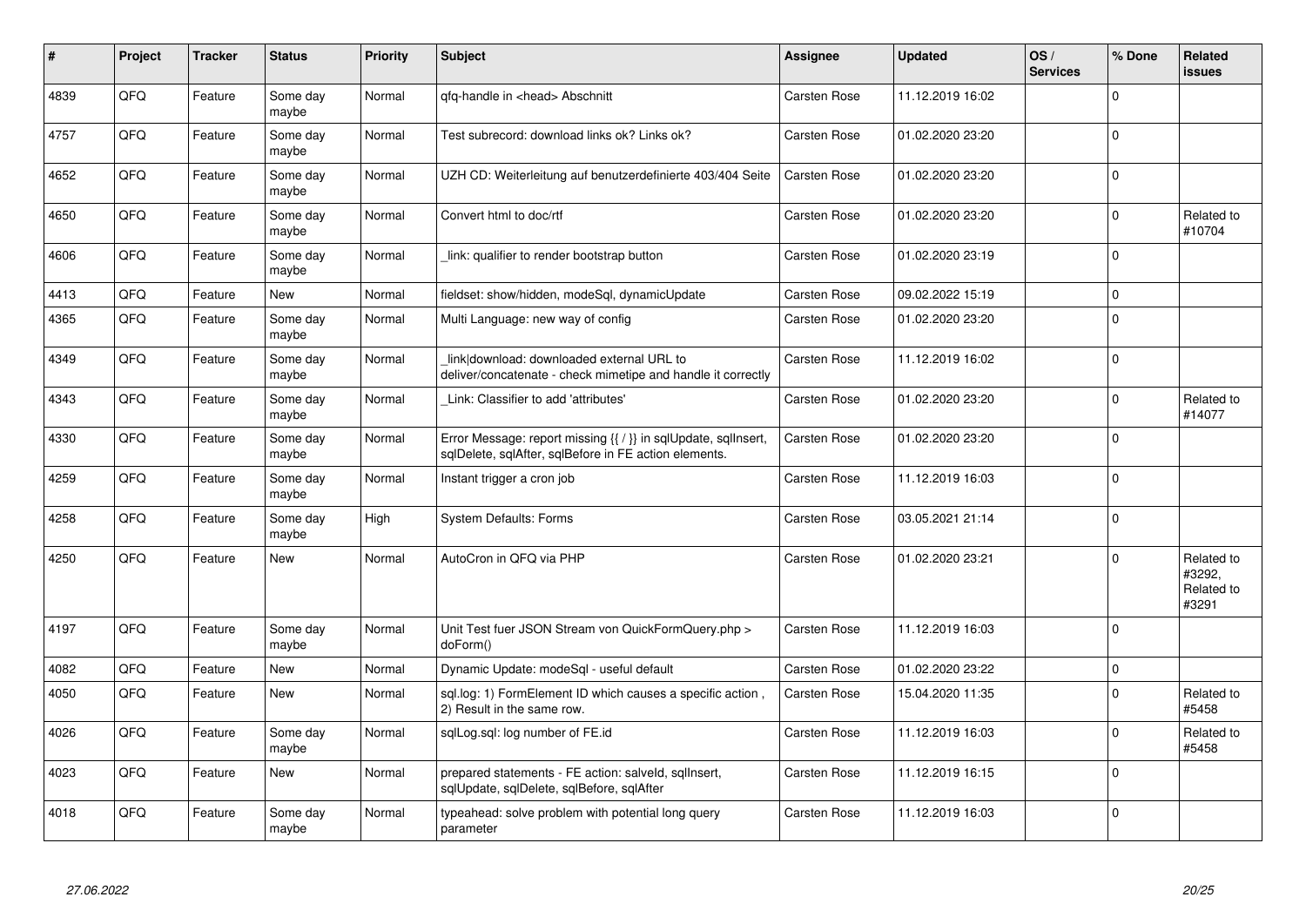| # | Project | Tracker | Status | Priority | Subject | Assignee | Updated | OS / Services | % Done | Related issues |
|---|---|---|---|---|---|---|---|---|---|---|
| 4839 | QFQ | Feature | Some day maybe | Normal | qfq-handle in <head> Abschnitt | Carsten Rose | 11.12.2019 16:02 | | 0 | |
| 4757 | QFQ | Feature | Some day maybe | Normal | Test subrecord: download links ok? Links ok? | Carsten Rose | 01.02.2020 23:20 | | 0 | |
| 4652 | QFQ | Feature | Some day maybe | Normal | UZH CD: Weiterleitung auf benutzerdefinierte 403/404 Seite | Carsten Rose | 01.02.2020 23:20 | | 0 | |
| 4650 | QFQ | Feature | Some day maybe | Normal | Convert html to doc/rtf | Carsten Rose | 01.02.2020 23:20 | | 0 | Related to #10704 |
| 4606 | QFQ | Feature | Some day maybe | Normal | _link: qualifier to render bootstrap button | Carsten Rose | 01.02.2020 23:19 | | 0 | |
| 4413 | QFQ | Feature | New | Normal | fieldset: show/hidden, modeSql, dynamicUpdate | Carsten Rose | 09.02.2022 15:19 | | 0 | |
| 4365 | QFQ | Feature | Some day maybe | Normal | Multi Language: new way of config | Carsten Rose | 01.02.2020 23:20 | | 0 | |
| 4349 | QFQ | Feature | Some day maybe | Normal | _link\|download: downloaded external URL to deliver/concatenate - check mimetipe and handle it correctly | Carsten Rose | 11.12.2019 16:02 | | 0 | |
| 4343 | QFQ | Feature | Some day maybe | Normal | _Link: Classifier to add 'attributes' | Carsten Rose | 01.02.2020 23:20 | | 0 | Related to #14077 |
| 4330 | QFQ | Feature | Some day maybe | Normal | Error Message: report missing {{ / }} in sqlUpdate, sqlInsert, sqlDelete, sqlAfter, sqlBefore in FE action elements. | Carsten Rose | 01.02.2020 23:20 | | 0 | |
| 4259 | QFQ | Feature | Some day maybe | Normal | Instant trigger a cron job | Carsten Rose | 11.12.2019 16:03 | | 0 | |
| 4258 | QFQ | Feature | Some day maybe | High | System Defaults: Forms | Carsten Rose | 03.05.2021 21:14 | | 0 | |
| 4250 | QFQ | Feature | New | Normal | AutoCron in QFQ via PHP | Carsten Rose | 01.02.2020 23:21 | | 0 | Related to #3292, Related to #3291 |
| 4197 | QFQ | Feature | Some day maybe | Normal | Unit Test fuer JSON Stream von QuickFormQuery.php > doForm() | Carsten Rose | 11.12.2019 16:03 | | 0 | |
| 4082 | QFQ | Feature | New | Normal | Dynamic Update: modeSql - useful default | Carsten Rose | 01.02.2020 23:22 | | 0 | |
| 4050 | QFQ | Feature | New | Normal | sql.log: 1) FormElement ID which causes a specific action , 2) Result in the same row. | Carsten Rose | 15.04.2020 11:35 | | 0 | Related to #5458 |
| 4026 | QFQ | Feature | Some day maybe | Normal | sqlLog.sql: log number of FE.id | Carsten Rose | 11.12.2019 16:03 | | 0 | Related to #5458 |
| 4023 | QFQ | Feature | New | Normal | prepared statements - FE action: salveld, sqlInsert, sqlUpdate, sqlDelete, sqlBefore, sqlAfter | Carsten Rose | 11.12.2019 16:15 | | 0 | |
| 4018 | QFQ | Feature | Some day maybe | Normal | typeahead: solve problem with potential long query parameter | Carsten Rose | 11.12.2019 16:03 | | 0 | |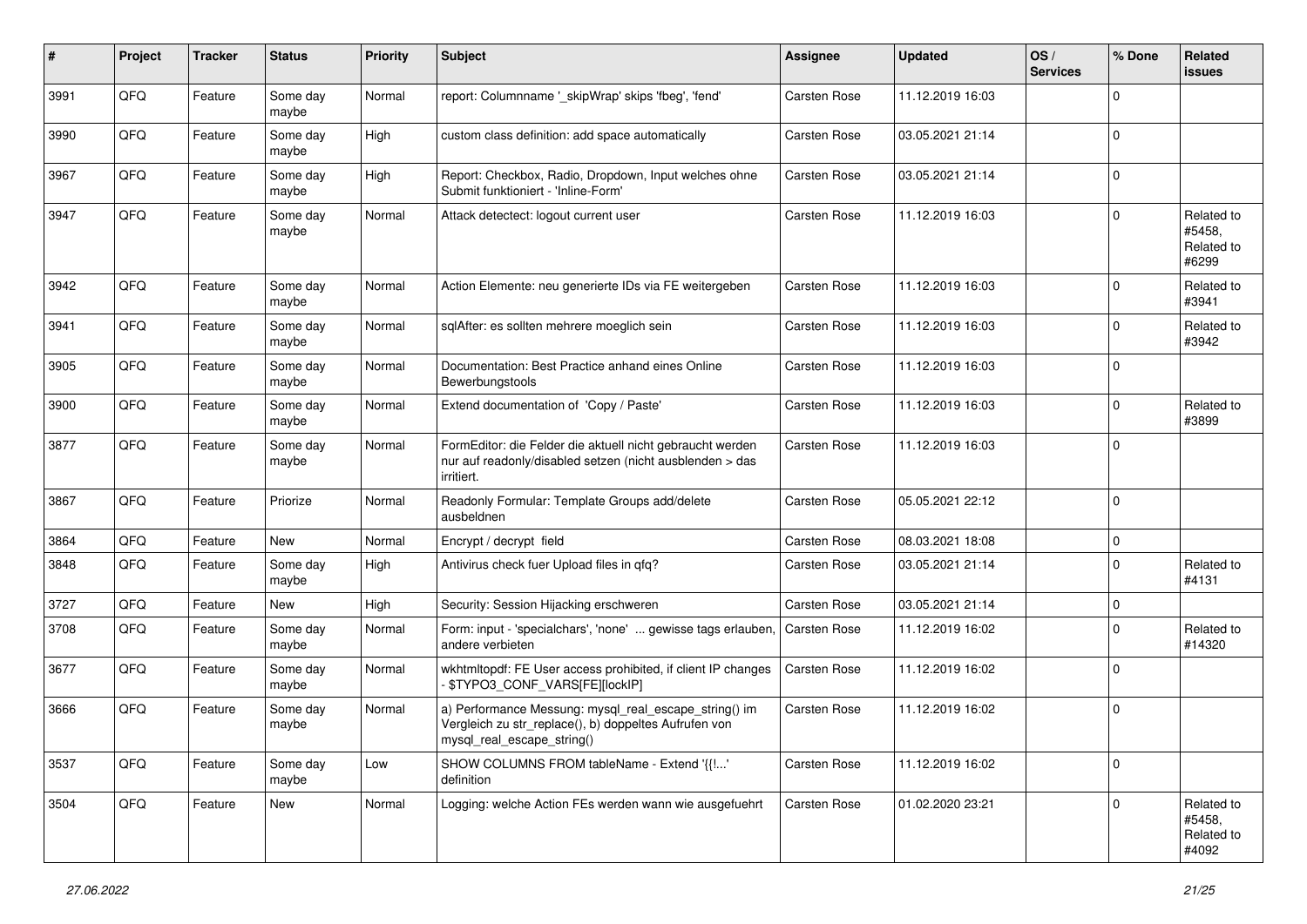| # | Project | Tracker | Status | Priority | Subject | Assignee | Updated | OS / Services | % Done | Related issues |
|---|---|---|---|---|---|---|---|---|---|---|
| 3991 | QFQ | Feature | Some day maybe | Normal | report: Columnname '_skipWrap' skips 'fbeg', 'fend' | Carsten Rose | 11.12.2019 16:03 | | 0 | |
| 3990 | QFQ | Feature | Some day maybe | High | custom class definition: add space automatically | Carsten Rose | 03.05.2021 21:14 | | 0 | |
| 3967 | QFQ | Feature | Some day maybe | High | Report: Checkbox, Radio, Dropdown, Input welches ohne Submit funktioniert - 'Inline-Form' | Carsten Rose | 03.05.2021 21:14 | | 0 | |
| 3947 | QFQ | Feature | Some day maybe | Normal | Attack detectect: logout current user | Carsten Rose | 11.12.2019 16:03 | | 0 | Related to #5458, Related to #6299 |
| 3942 | QFQ | Feature | Some day maybe | Normal | Action Elemente: neu generierte IDs via FE weitergeben | Carsten Rose | 11.12.2019 16:03 | | 0 | Related to #3941 |
| 3941 | QFQ | Feature | Some day maybe | Normal | sqlAfter: es sollten mehrere moeglich sein | Carsten Rose | 11.12.2019 16:03 | | 0 | Related to #3942 |
| 3905 | QFQ | Feature | Some day maybe | Normal | Documentation: Best Practice anhand eines Online Bewerbungstools | Carsten Rose | 11.12.2019 16:03 | | 0 | |
| 3900 | QFQ | Feature | Some day maybe | Normal | Extend documentation of 'Copy / Paste' | Carsten Rose | 11.12.2019 16:03 | | 0 | Related to #3899 |
| 3877 | QFQ | Feature | Some day maybe | Normal | FormEditor: die Felder die aktuell nicht gebraucht werden nur auf readonly/disabled setzen (nicht ausblenden > das irritiert. | Carsten Rose | 11.12.2019 16:03 | | 0 | |
| 3867 | QFQ | Feature | Priorize | Normal | Readonly Formular: Template Groups add/delete ausbeldnen | Carsten Rose | 05.05.2021 22:12 | | 0 | |
| 3864 | QFQ | Feature | New | Normal | Encrypt / decrypt field | Carsten Rose | 08.03.2021 18:08 | | 0 | |
| 3848 | QFQ | Feature | Some day maybe | High | Antivirus check fuer Upload files in qfq? | Carsten Rose | 03.05.2021 21:14 | | 0 | Related to #4131 |
| 3727 | QFQ | Feature | New | High | Security: Session Hijacking erschweren | Carsten Rose | 03.05.2021 21:14 | | 0 | |
| 3708 | QFQ | Feature | Some day maybe | Normal | Form: input - 'specialchars', 'none' ... gewisse tags erlauben, andere verbieten | Carsten Rose | 11.12.2019 16:02 | | 0 | Related to #14320 |
| 3677 | QFQ | Feature | Some day maybe | Normal | wkhtmltopdf: FE User access prohibited, if client IP changes - $TYPO3_CONF_VARS[FE][lockIP] | Carsten Rose | 11.12.2019 16:02 | | 0 | |
| 3666 | QFQ | Feature | Some day maybe | Normal | a) Performance Messung: mysql_real_escape_string() im Vergleich zu str_replace(), b) doppeltes Aufrufen von mysql_real_escape_string() | Carsten Rose | 11.12.2019 16:02 | | 0 | |
| 3537 | QFQ | Feature | Some day maybe | Low | SHOW COLUMNS FROM tableName - Extend '{{!...' definition | Carsten Rose | 11.12.2019 16:02 | | 0 | |
| 3504 | QFQ | Feature | New | Normal | Logging: welche Action FEs werden wann wie ausgefuehrt | Carsten Rose | 01.02.2020 23:21 | | 0 | Related to #5458, Related to #4092 |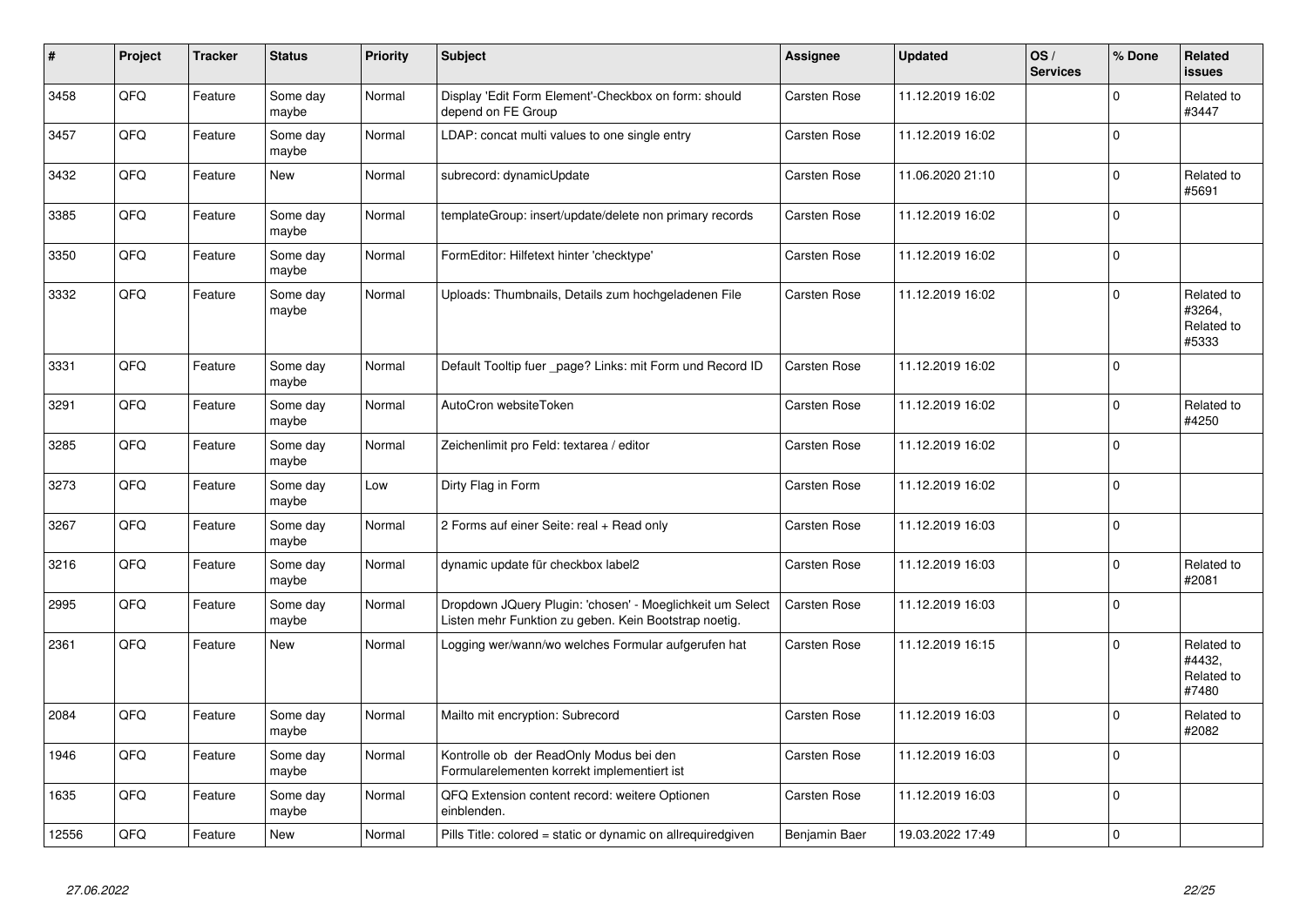| # | Project | Tracker | Status | Priority | Subject | Assignee | Updated | OS / Services | % Done | Related issues |
|---|---|---|---|---|---|---|---|---|---|---|
| 3458 | QFQ | Feature | Some day maybe | Normal | Display 'Edit Form Element'-Checkbox on form: should depend on FE Group | Carsten Rose | 11.12.2019 16:02 | | 0 | Related to #3447 |
| 3457 | QFQ | Feature | Some day maybe | Normal | LDAP: concat multi values to one single entry | Carsten Rose | 11.12.2019 16:02 | | 0 | |
| 3432 | QFQ | Feature | New | Normal | subrecord: dynamicUpdate | Carsten Rose | 11.06.2020 21:10 | | 0 | Related to #5691 |
| 3385 | QFQ | Feature | Some day maybe | Normal | templateGroup: insert/update/delete non primary records | Carsten Rose | 11.12.2019 16:02 | | 0 | |
| 3350 | QFQ | Feature | Some day maybe | Normal | FormEditor: Hilfetext hinter 'checktype' | Carsten Rose | 11.12.2019 16:02 | | 0 | |
| 3332 | QFQ | Feature | Some day maybe | Normal | Uploads: Thumbnails, Details zum hochgeladenen File | Carsten Rose | 11.12.2019 16:02 | | 0 | Related to #3264, Related to #5333 |
| 3331 | QFQ | Feature | Some day maybe | Normal | Default Tooltip fuer _page? Links: mit Form und Record ID | Carsten Rose | 11.12.2019 16:02 | | 0 | |
| 3291 | QFQ | Feature | Some day maybe | Normal | AutoCron websiteToken | Carsten Rose | 11.12.2019 16:02 | | 0 | Related to #4250 |
| 3285 | QFQ | Feature | Some day maybe | Normal | Zeichenlimit pro Feld: textarea / editor | Carsten Rose | 11.12.2019 16:02 | | 0 | |
| 3273 | QFQ | Feature | Some day maybe | Low | Dirty Flag in Form | Carsten Rose | 11.12.2019 16:02 | | 0 | |
| 3267 | QFQ | Feature | Some day maybe | Normal | 2 Forms auf einer Seite: real + Read only | Carsten Rose | 11.12.2019 16:03 | | 0 | |
| 3216 | QFQ | Feature | Some day maybe | Normal | dynamic update für checkbox label2 | Carsten Rose | 11.12.2019 16:03 | | 0 | Related to #2081 |
| 2995 | QFQ | Feature | Some day maybe | Normal | Dropdown JQuery Plugin: 'chosen' - Moeglichkeit um Select Listen mehr Funktion zu geben. Kein Bootstrap noetig. | Carsten Rose | 11.12.2019 16:03 | | 0 | |
| 2361 | QFQ | Feature | New | Normal | Logging wer/wann/wo welches Formular aufgerufen hat | Carsten Rose | 11.12.2019 16:15 | | 0 | Related to #4432, Related to #7480 |
| 2084 | QFQ | Feature | Some day maybe | Normal | Mailto mit encryption: Subrecord | Carsten Rose | 11.12.2019 16:03 | | 0 | Related to #2082 |
| 1946 | QFQ | Feature | Some day maybe | Normal | Kontrolle ob der ReadOnly Modus bei den Formularelementen korrekt implementiert ist | Carsten Rose | 11.12.2019 16:03 | | 0 | |
| 1635 | QFQ | Feature | Some day maybe | Normal | QFQ Extension content record: weitere Optionen einblenden. | Carsten Rose | 11.12.2019 16:03 | | 0 | |
| 12556 | QFQ | Feature | New | Normal | Pills Title: colored = static or dynamic on allrequiredgiven | Benjamin Baer | 19.03.2022 17:49 | | 0 | |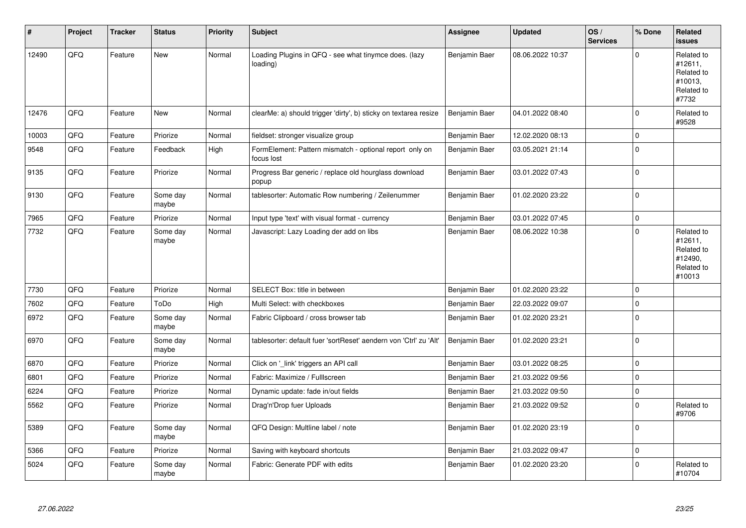| # | Project | Tracker | Status | Priority | Subject | Assignee | Updated | OS / Services | % Done | Related issues |
|---|---|---|---|---|---|---|---|---|---|---|
| 12490 | QFQ | Feature | New | Normal | Loading Plugins in QFQ - see what tinymce does. (lazy loading) | Benjamin Baer | 08.06.2022 10:37 | | 0 | Related to #12611, Related to #10013, Related to #7732 |
| 12476 | QFQ | Feature | New | Normal | clearMe: a) should trigger 'dirty', b) sticky on textarea resize | Benjamin Baer | 04.01.2022 08:40 | | 0 | Related to #9528 |
| 10003 | QFQ | Feature | Priorize | Normal | fieldset: stronger visualize group | Benjamin Baer | 12.02.2020 08:13 | | 0 | |
| 9548 | QFQ | Feature | Feedback | High | FormElement: Pattern mismatch - optional report only on focus lost | Benjamin Baer | 03.05.2021 21:14 | | 0 | |
| 9135 | QFQ | Feature | Priorize | Normal | Progress Bar generic / replace old hourglass download popup | Benjamin Baer | 03.01.2022 07:43 | | 0 | |
| 9130 | QFQ | Feature | Some day maybe | Normal | tablesorter: Automatic Row numbering / Zeilenummer | Benjamin Baer | 01.02.2020 23:22 | | 0 | |
| 7965 | QFQ | Feature | Priorize | Normal | Input type 'text' with visual format - currency | Benjamin Baer | 03.01.2022 07:45 | | 0 | |
| 7732 | QFQ | Feature | Some day maybe | Normal | Javascript: Lazy Loading der add on libs | Benjamin Baer | 08.06.2022 10:38 | | 0 | Related to #12611, Related to #12490, Related to #10013 |
| 7730 | QFQ | Feature | Priorize | Normal | SELECT Box: title in between | Benjamin Baer | 01.02.2020 23:22 | | 0 | |
| 7602 | QFQ | Feature | ToDo | High | Multi Select: with checkboxes | Benjamin Baer | 22.03.2022 09:07 | | 0 | |
| 6972 | QFQ | Feature | Some day maybe | Normal | Fabric Clipboard / cross browser tab | Benjamin Baer | 01.02.2020 23:21 | | 0 | |
| 6970 | QFQ | Feature | Some day maybe | Normal | tablesorter: default fuer 'sortReset' aendern von 'Ctrl' zu 'Alt' | Benjamin Baer | 01.02.2020 23:21 | | 0 | |
| 6870 | QFQ | Feature | Priorize | Normal | Click on '_link' triggers an API call | Benjamin Baer | 03.01.2022 08:25 | | 0 | |
| 6801 | QFQ | Feature | Priorize | Normal | Fabric: Maximize / Fulllscreen | Benjamin Baer | 21.03.2022 09:56 | | 0 | |
| 6224 | QFQ | Feature | Priorize | Normal | Dynamic update: fade in/out fields | Benjamin Baer | 21.03.2022 09:50 | | 0 | |
| 5562 | QFQ | Feature | Priorize | Normal | Drag'n'Drop fuer Uploads | Benjamin Baer | 21.03.2022 09:52 | | 0 | Related to #9706 |
| 5389 | QFQ | Feature | Some day maybe | Normal | QFQ Design: Multline label / note | Benjamin Baer | 01.02.2020 23:19 | | 0 | |
| 5366 | QFQ | Feature | Priorize | Normal | Saving with keyboard shortcuts | Benjamin Baer | 21.03.2022 09:47 | | 0 | |
| 5024 | QFQ | Feature | Some day maybe | Normal | Fabric: Generate PDF with edits | Benjamin Baer | 01.02.2020 23:20 | | 0 | Related to #10704 |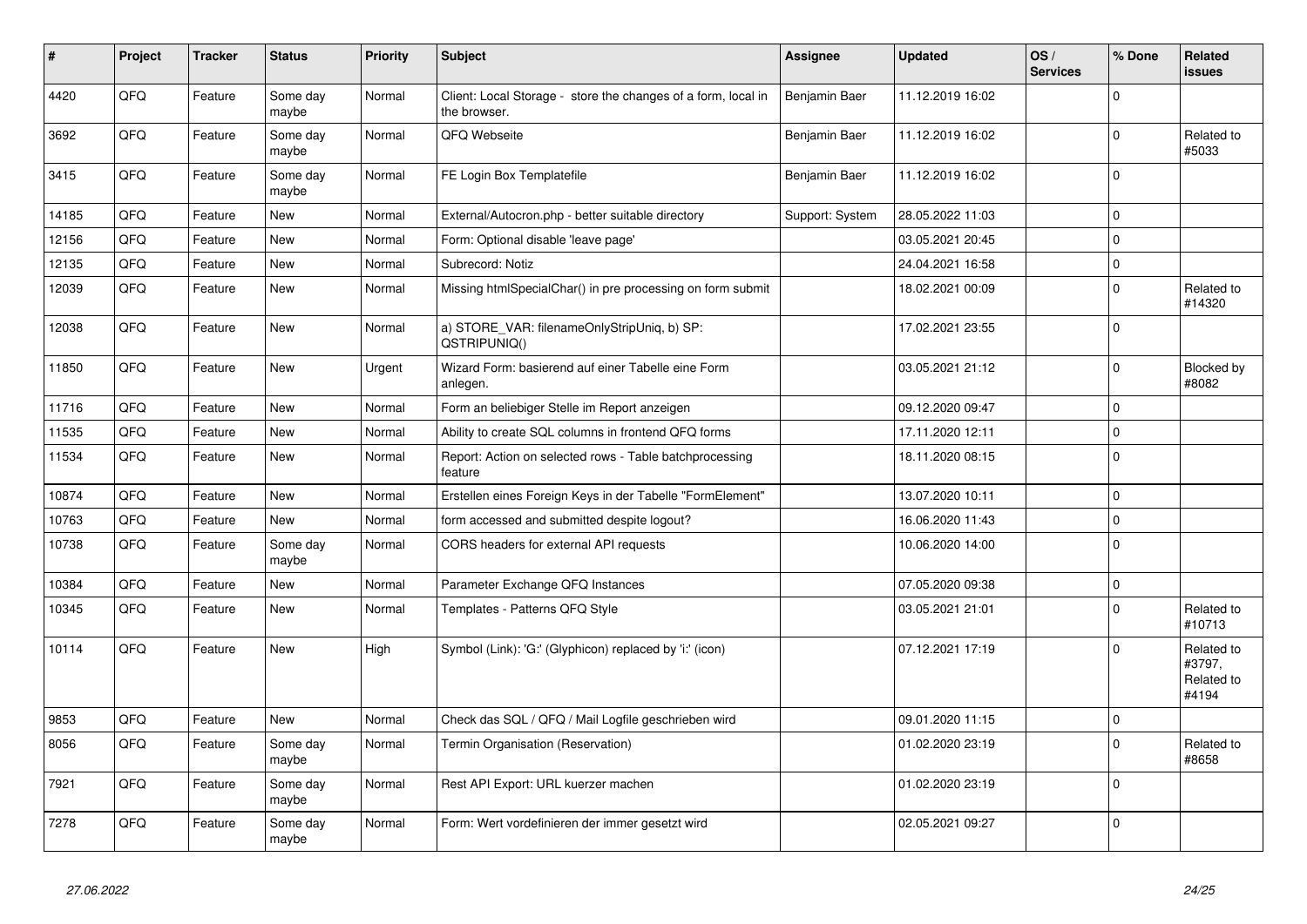| # | Project | Tracker | Status | Priority | Subject | Assignee | Updated | OS / Services | % Done | Related issues |
|---|---|---|---|---|---|---|---|---|---|---|
| 4420 | QFQ | Feature | Some day maybe | Normal | Client: Local Storage - store the changes of a form, local in the browser. | Benjamin Baer | 11.12.2019 16:02 | | 0 | |
| 3692 | QFQ | Feature | Some day maybe | Normal | QFQ Webseite | Benjamin Baer | 11.12.2019 16:02 | | 0 | Related to #5033 |
| 3415 | QFQ | Feature | Some day maybe | Normal | FE Login Box Templatefile | Benjamin Baer | 11.12.2019 16:02 | | 0 | |
| 14185 | QFQ | Feature | New | Normal | External/Autocron.php - better suitable directory | Support: System | 28.05.2022 11:03 | | 0 | |
| 12156 | QFQ | Feature | New | Normal | Form: Optional disable 'leave page' | | 03.05.2021 20:45 | | 0 | |
| 12135 | QFQ | Feature | New | Normal | Subrecord: Notiz | | 24.04.2021 16:58 | | 0 | |
| 12039 | QFQ | Feature | New | Normal | Missing htmlSpecialChar() in pre processing on form submit | | 18.02.2021 00:09 | | 0 | Related to #14320 |
| 12038 | QFQ | Feature | New | Normal | a) STORE_VAR: filenameOnlyStripUniq, b) SP: QSTRIPUNIQ() | | 17.02.2021 23:55 | | 0 | |
| 11850 | QFQ | Feature | New | Urgent | Wizard Form: basierend auf einer Tabelle eine Form anlegen. | | 03.05.2021 21:12 | | 0 | Blocked by #8082 |
| 11716 | QFQ | Feature | New | Normal | Form an beliebiger Stelle im Report anzeigen | | 09.12.2020 09:47 | | 0 | |
| 11535 | QFQ | Feature | New | Normal | Ability to create SQL columns in frontend QFQ forms | | 17.11.2020 12:11 | | 0 | |
| 11534 | QFQ | Feature | New | Normal | Report: Action on selected rows - Table batchprocessing feature | | 18.11.2020 08:15 | | 0 | |
| 10874 | QFQ | Feature | New | Normal | Erstellen eines Foreign Keys in der Tabelle "FormElement" | | 13.07.2020 10:11 | | 0 | |
| 10763 | QFQ | Feature | New | Normal | form accessed and submitted despite logout? | | 16.06.2020 11:43 | | 0 | |
| 10738 | QFQ | Feature | Some day maybe | Normal | CORS headers for external API requests | | 10.06.2020 14:00 | | 0 | |
| 10384 | QFQ | Feature | New | Normal | Parameter Exchange QFQ Instances | | 07.05.2020 09:38 | | 0 | |
| 10345 | QFQ | Feature | New | Normal | Templates - Patterns QFQ Style | | 03.05.2021 21:01 | | 0 | Related to #10713 |
| 10114 | QFQ | Feature | New | High | Symbol (Link): 'G:' (Glyphicon) replaced by 'i:' (icon) | | 07.12.2021 17:19 | | 0 | Related to #3797, Related to #4194 |
| 9853 | QFQ | Feature | New | Normal | Check das SQL / QFQ / Mail Logfile geschrieben wird | | 09.01.2020 11:15 | | 0 | |
| 8056 | QFQ | Feature | Some day maybe | Normal | Termin Organisation (Reservation) | | 01.02.2020 23:19 | | 0 | Related to #8658 |
| 7921 | QFQ | Feature | Some day maybe | Normal | Rest API Export: URL kuerzer machen | | 01.02.2020 23:19 | | 0 | |
| 7278 | QFQ | Feature | Some day maybe | Normal | Form: Wert vordefinieren der immer gesetzt wird | | 02.05.2021 09:27 | | 0 | |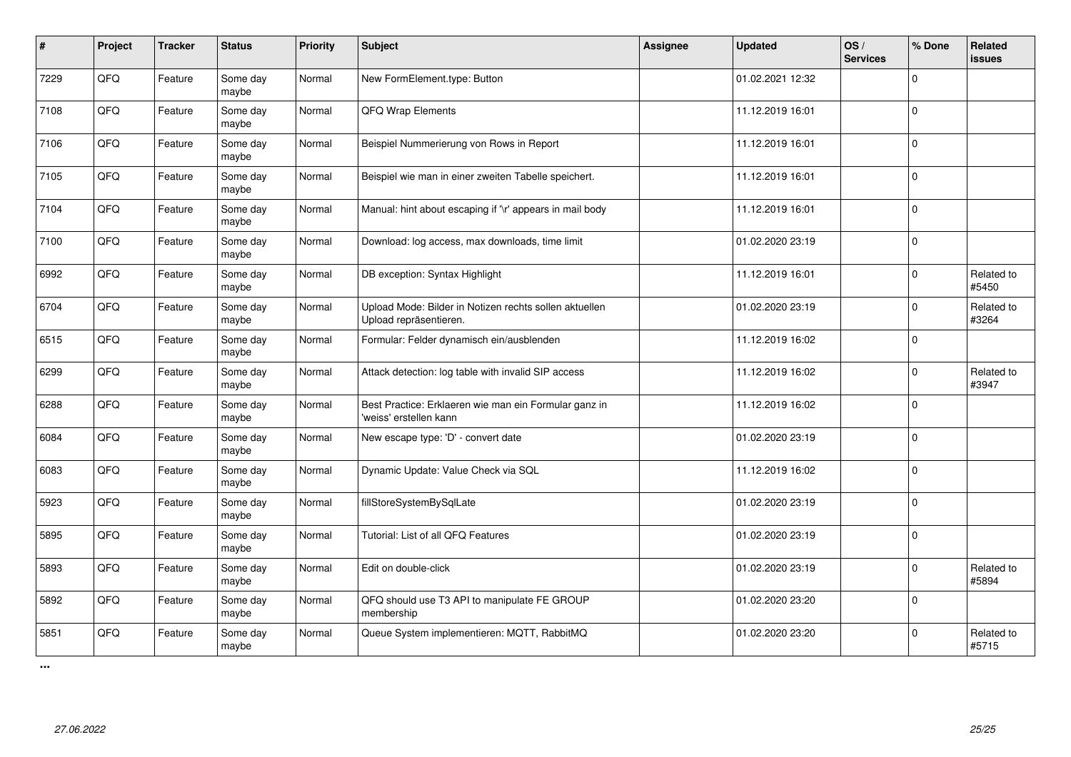| # | Project | Tracker | Status | Priority | Subject | Assignee | Updated | OS / Services | % Done | Related issues |
|---|---|---|---|---|---|---|---|---|---|---|
| 7229 | QFQ | Feature | Some day maybe | Normal | New FormElement.type: Button | | 01.02.2021 12:32 | | 0 | |
| 7108 | QFQ | Feature | Some day maybe | Normal | QFQ Wrap Elements | | 11.12.2019 16:01 | | 0 | |
| 7106 | QFQ | Feature | Some day maybe | Normal | Beispiel Nummerierung von Rows in Report | | 11.12.2019 16:01 | | 0 | |
| 7105 | QFQ | Feature | Some day maybe | Normal | Beispiel wie man in einer zweiten Tabelle speichert. | | 11.12.2019 16:01 | | 0 | |
| 7104 | QFQ | Feature | Some day maybe | Normal | Manual: hint about escaping if '\r' appears in mail body | | 11.12.2019 16:01 | | 0 | |
| 7100 | QFQ | Feature | Some day maybe | Normal | Download: log access, max downloads, time limit | | 01.02.2020 23:19 | | 0 | |
| 6992 | QFQ | Feature | Some day maybe | Normal | DB exception: Syntax Highlight | | 11.12.2019 16:01 | | 0 | Related to #5450 |
| 6704 | QFQ | Feature | Some day maybe | Normal | Upload Mode: Bilder in Notizen rechts sollen aktuellen Upload repräsentieren. | | 01.02.2020 23:19 | | 0 | Related to #3264 |
| 6515 | QFQ | Feature | Some day maybe | Normal | Formular: Felder dynamisch ein/ausblenden | | 11.12.2019 16:02 | | 0 | |
| 6299 | QFQ | Feature | Some day maybe | Normal | Attack detection: log table with invalid SIP access | | 11.12.2019 16:02 | | 0 | Related to #3947 |
| 6288 | QFQ | Feature | Some day maybe | Normal | Best Practice: Erklaeren wie man ein Formular ganz in 'weiss' erstellen kann | | 11.12.2019 16:02 | | 0 | |
| 6084 | QFQ | Feature | Some day maybe | Normal | New escape type: 'D' - convert date | | 01.02.2020 23:19 | | 0 | |
| 6083 | QFQ | Feature | Some day maybe | Normal | Dynamic Update: Value Check via SQL | | 11.12.2019 16:02 | | 0 | |
| 5923 | QFQ | Feature | Some day maybe | Normal | fillStoreSystemBySqlLate | | 01.02.2020 23:19 | | 0 | |
| 5895 | QFQ | Feature | Some day maybe | Normal | Tutorial: List of all QFQ Features | | 01.02.2020 23:19 | | 0 | |
| 5893 | QFQ | Feature | Some day maybe | Normal | Edit on double-click | | 01.02.2020 23:19 | | 0 | Related to #5894 |
| 5892 | QFQ | Feature | Some day maybe | Normal | QFQ should use T3 API to manipulate FE GROUP membership | | 01.02.2020 23:20 | | 0 | |
| 5851 | QFQ | Feature | Some day maybe | Normal | Queue System implementieren: MQTT, RabbitMQ | | 01.02.2020 23:20 | | 0 | Related to #5715 |

...